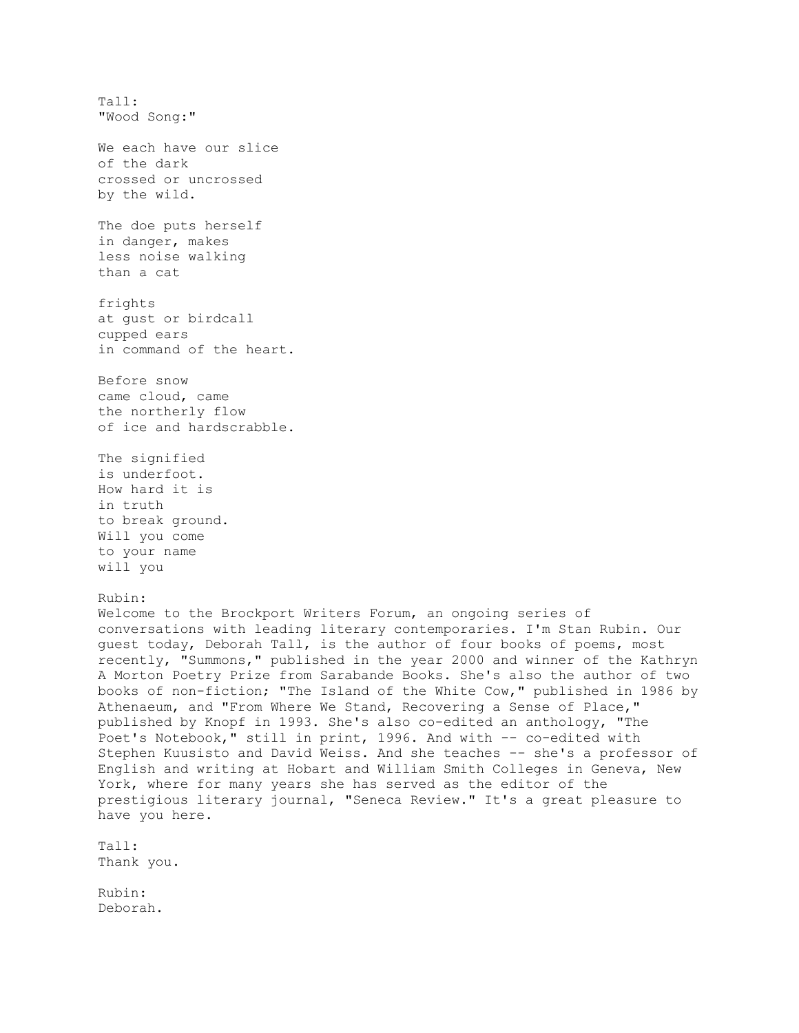Tall:
"Wood Song:"

We each have our slice
of the dark
crossed or uncrossed
by the wild.

The doe puts herself
in danger, makes
less noise walking
than a cat

frights
at gust or birdcall
cupped ears
in command of the heart.

Before snow
came cloud, came
the northerly flow
of ice and hardscrabble.

The signified
is underfoot.
How hard it is
in truth
to break ground.
Will you come
to your name
will you

Rubin:
Welcome to the Brockport Writers Forum, an ongoing series of conversations with leading literary contemporaries. I'm Stan Rubin. Our guest today, Deborah Tall, is the author of four books of poems, most recently, "Summons," published in the year 2000 and winner of the Kathryn A Morton Poetry Prize from Sarabande Books. She's also the author of two books of non-fiction; "The Island of the White Cow," published in 1986 by Athenaeum, and "From Where We Stand, Recovering a Sense of Place," published by Knopf in 1993. She's also co-edited an anthology, "The Poet's Notebook," still in print, 1996. And with -- co-edited with Stephen Kuusisto and David Weiss. And she teaches -- she's a professor of English and writing at Hobart and William Smith Colleges in Geneva, New York, where for many years she has served as the editor of the prestigious literary journal, "Seneca Review." It's a great pleasure to have you here.

Tall:
Thank you.

Rubin:
Deborah.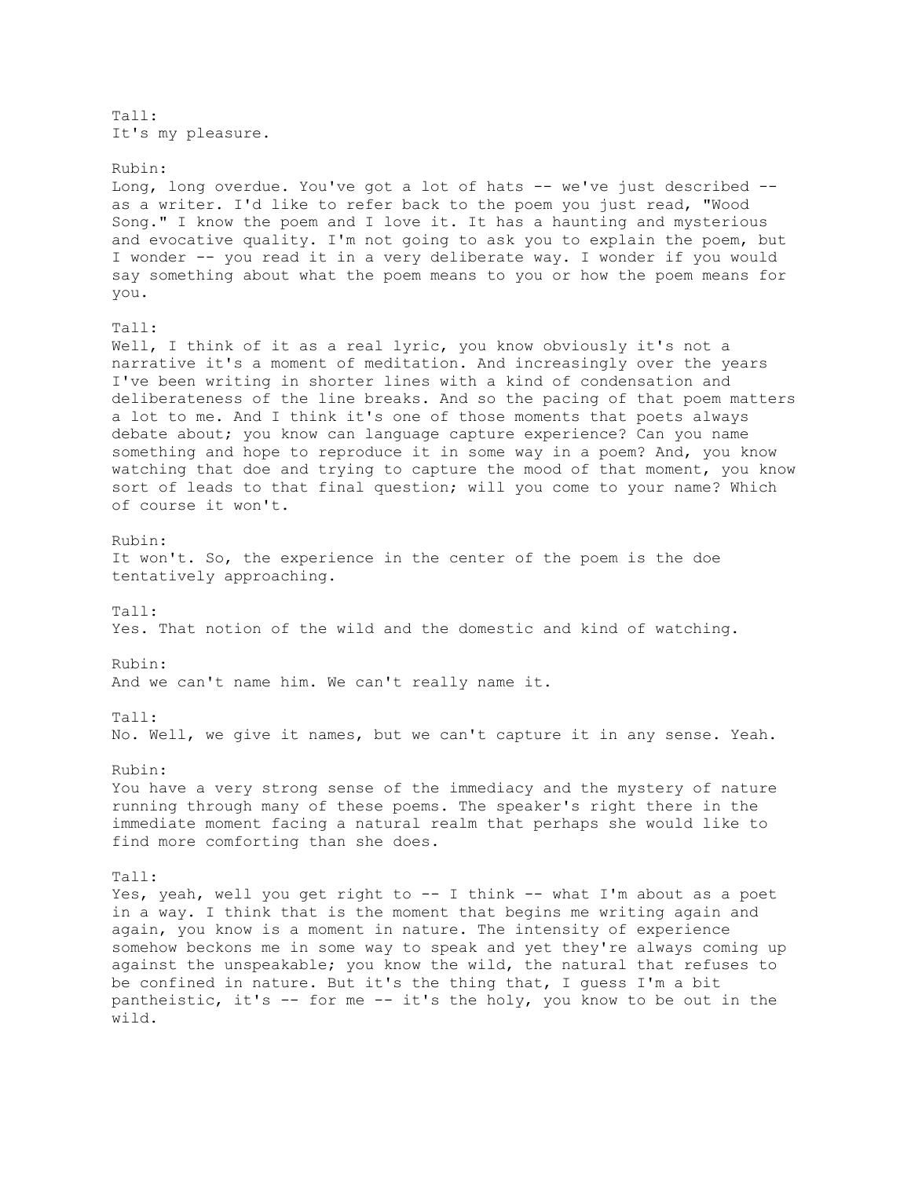Tall:
It's my pleasure.

Rubin:
Long, long overdue. You've got a lot of hats -- we've just described -- as a writer. I'd like to refer back to the poem you just read, "Wood Song." I know the poem and I love it. It has a haunting and mysterious and evocative quality. I'm not going to ask you to explain the poem, but I wonder -- you read it in a very deliberate way. I wonder if you would say something about what the poem means to you or how the poem means for you.

Tall:
Well, I think of it as a real lyric, you know obviously it's not a narrative it's a moment of meditation. And increasingly over the years I've been writing in shorter lines with a kind of condensation and deliberateness of the line breaks. And so the pacing of that poem matters a lot to me. And I think it's one of those moments that poets always debate about; you know can language capture experience? Can you name something and hope to reproduce it in some way in a poem? And, you know watching that doe and trying to capture the mood of that moment, you know sort of leads to that final question; will you come to your name? Which of course it won't.

Rubin:
It won't. So, the experience in the center of the poem is the doe tentatively approaching.

Tall:
Yes. That notion of the wild and the domestic and kind of watching.

Rubin:
And we can't name him. We can't really name it.

Tall:
No. Well, we give it names, but we can't capture it in any sense. Yeah.

Rubin:
You have a very strong sense of the immediacy and the mystery of nature running through many of these poems. The speaker's right there in the immediate moment facing a natural realm that perhaps she would like to find more comforting than she does.

Tall:
Yes, yeah, well you get right to -- I think -- what I'm about as a poet in a way. I think that is the moment that begins me writing again and again, you know is a moment in nature. The intensity of experience somehow beckons me in some way to speak and yet they're always coming up against the unspeakable; you know the wild, the natural that refuses to be confined in nature. But it's the thing that, I guess I'm a bit pantheistic, it's -- for me -- it's the holy, you know to be out in the wild.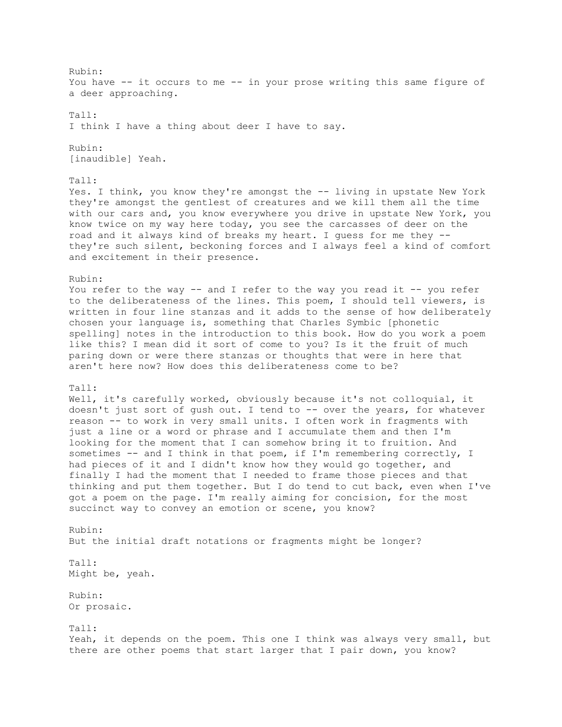Rubin:
You have -- it occurs to me -- in your prose writing this same figure of a deer approaching.

Tall:
I think I have a thing about deer I have to say.

Rubin:
[inaudible] Yeah.

Tall:
Yes. I think, you know they're amongst the -- living in upstate New York they're amongst the gentlest of creatures and we kill them all the time with our cars and, you know everywhere you drive in upstate New York, you know twice on my way here today, you see the carcasses of deer on the road and it always kind of breaks my heart. I guess for me they -- they're such silent, beckoning forces and I always feel a kind of comfort and excitement in their presence.

Rubin:
You refer to the way -- and I refer to the way you read it -- you refer to the deliberateness of the lines. This poem, I should tell viewers, is written in four line stanzas and it adds to the sense of how deliberately chosen your language is, something that Charles Symbic [phonetic spelling] notes in the introduction to this book. How do you work a poem like this? I mean did it sort of come to you? Is it the fruit of much paring down or were there stanzas or thoughts that were in here that aren't here now? How does this deliberateness come to be?

Tall:
Well, it's carefully worked, obviously because it's not colloquial, it doesn't just sort of gush out. I tend to -- over the years, for whatever reason -- to work in very small units. I often work in fragments with just a line or a word or phrase and I accumulate them and then I'm looking for the moment that I can somehow bring it to fruition. And sometimes -- and I think in that poem, if I'm remembering correctly, I had pieces of it and I didn't know how they would go together, and finally I had the moment that I needed to frame those pieces and that thinking and put them together. But I do tend to cut back, even when I've got a poem on the page. I'm really aiming for concision, for the most succinct way to convey an emotion or scene, you know?

Rubin:
But the initial draft notations or fragments might be longer?

Tall:
Might be, yeah.

Rubin:
Or prosaic.

Tall:
Yeah, it depends on the poem. This one I think was always very small, but there are other poems that start larger that I pair down, you know?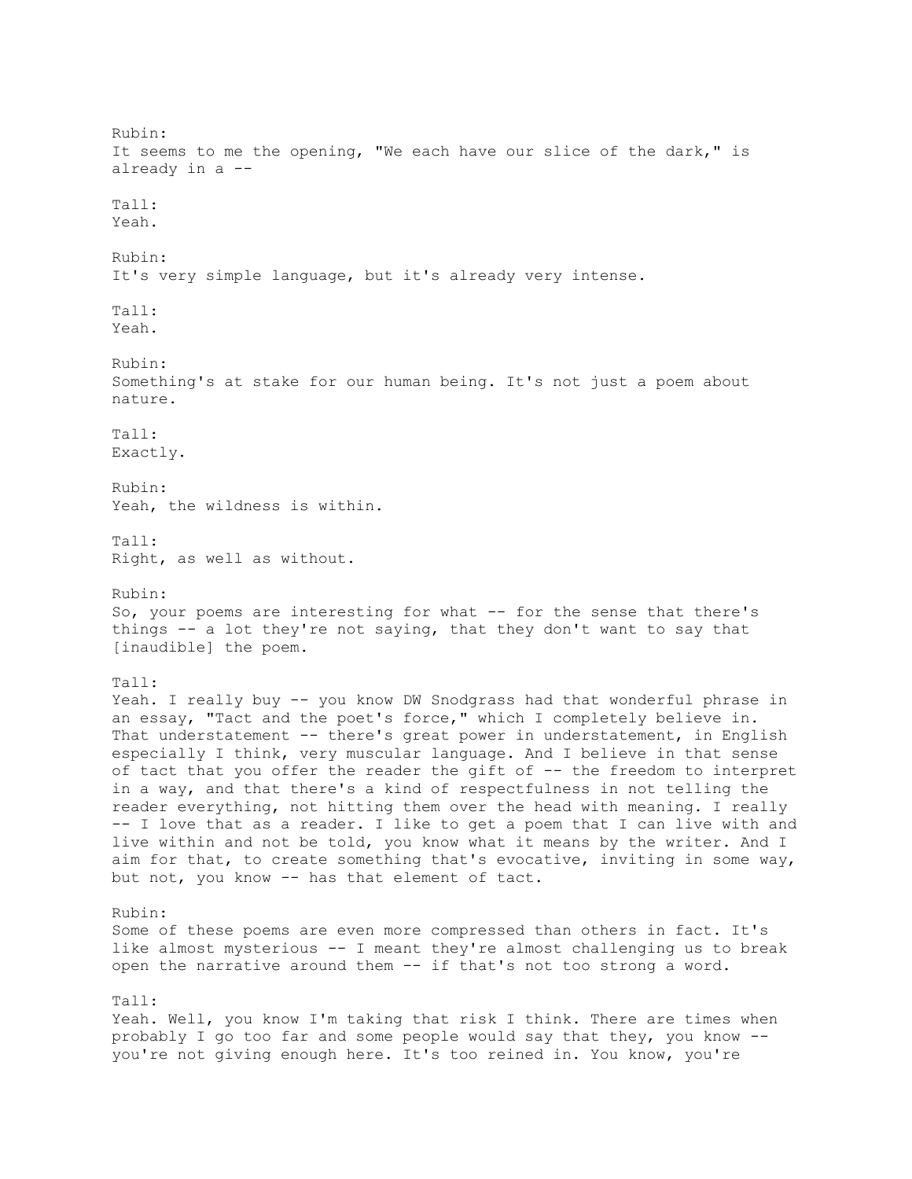Rubin:
It seems to me the opening, "We each have our slice of the dark," is already in a --

Tall:
Yeah.

Rubin:
It's very simple language, but it's already very intense.

Tall:
Yeah.

Rubin:
Something's at stake for our human being. It's not just a poem about nature.

Tall:
Exactly.

Rubin:
Yeah, the wildness is within.

Tall:
Right, as well as without.

Rubin:
So, your poems are interesting for what -- for the sense that there's things -- a lot they're not saying, that they don't want to say that [inaudible] the poem.

Tall:
Yeah. I really buy -- you know DW Snodgrass had that wonderful phrase in an essay, "Tact and the poet's force," which I completely believe in. That understatement -- there's great power in understatement, in English especially I think, very muscular language. And I believe in that sense of tact that you offer the reader the gift of -- the freedom to interpret in a way, and that there's a kind of respectfulness in not telling the reader everything, not hitting them over the head with meaning. I really -- I love that as a reader. I like to get a poem that I can live with and live within and not be told, you know what it means by the writer. And I aim for that, to create something that's evocative, inviting in some way, but not, you know -- has that element of tact.

Rubin:
Some of these poems are even more compressed than others in fact. It's like almost mysterious -- I meant they're almost challenging us to break open the narrative around them -- if that's not too strong a word.

Tall:
Yeah. Well, you know I'm taking that risk I think. There are times when probably I go too far and some people would say that they, you know -- you're not giving enough here. It's too reined in. You know, you're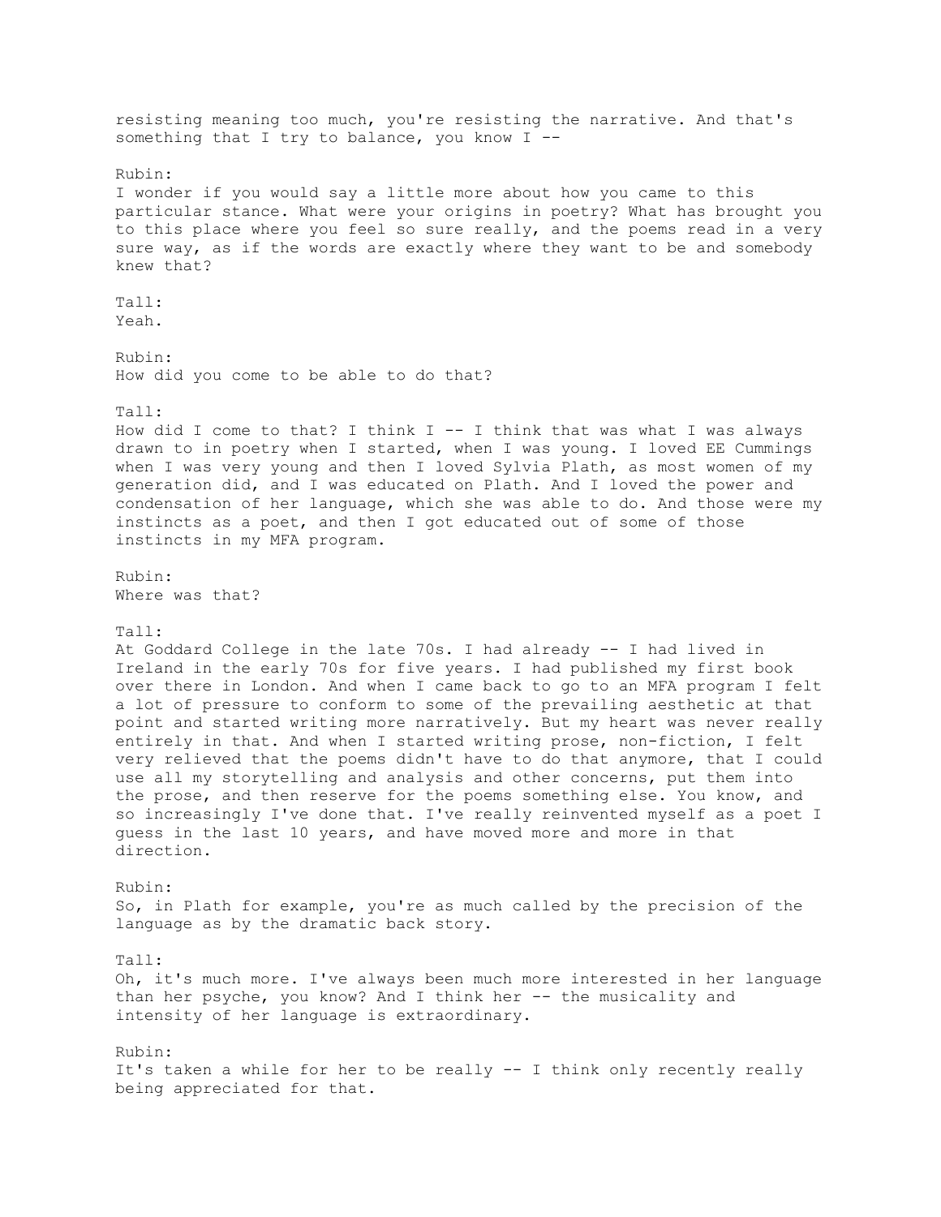resisting meaning too much, you're resisting the narrative. And that's something that I try to balance, you know I --

Rubin:
I wonder if you would say a little more about how you came to this particular stance. What were your origins in poetry? What has brought you to this place where you feel so sure really, and the poems read in a very sure way, as if the words are exactly where they want to be and somebody knew that?

Tall:
Yeah.

Rubin:
How did you come to be able to do that?

Tall:
How did I come to that? I think I -- I think that was what I was always drawn to in poetry when I started, when I was young. I loved EE Cummings when I was very young and then I loved Sylvia Plath, as most women of my generation did, and I was educated on Plath. And I loved the power and condensation of her language, which she was able to do. And those were my instincts as a poet, and then I got educated out of some of those instincts in my MFA program.

Rubin:
Where was that?

Tall:
At Goddard College in the late 70s. I had already -- I had lived in Ireland in the early 70s for five years. I had published my first book over there in London. And when I came back to go to an MFA program I felt a lot of pressure to conform to some of the prevailing aesthetic at that point and started writing more narratively. But my heart was never really entirely in that. And when I started writing prose, non-fiction, I felt very relieved that the poems didn't have to do that anymore, that I could use all my storytelling and analysis and other concerns, put them into the prose, and then reserve for the poems something else. You know, and so increasingly I've done that. I've really reinvented myself as a poet I guess in the last 10 years, and have moved more and more in that direction.

Rubin:
So, in Plath for example, you're as much called by the precision of the language as by the dramatic back story.

Tall:
Oh, it's much more. I've always been much more interested in her language than her psyche, you know? And I think her -- the musicality and intensity of her language is extraordinary.

Rubin:
It's taken a while for her to be really -- I think only recently really being appreciated for that.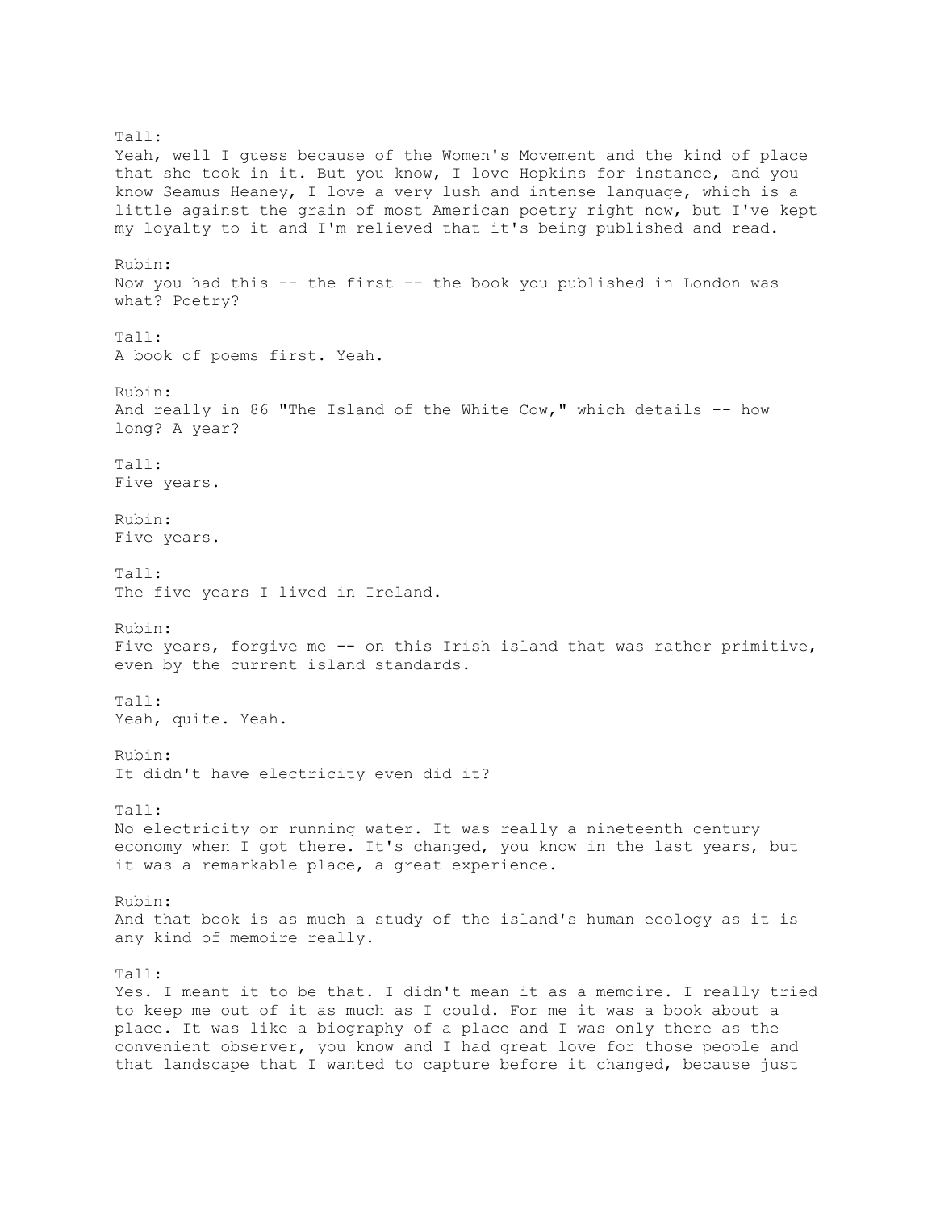Tall:
Yeah, well I guess because of the Women's Movement and the kind of place that she took in it. But you know, I love Hopkins for instance, and you know Seamus Heaney, I love a very lush and intense language, which is a little against the grain of most American poetry right now, but I've kept my loyalty to it and I'm relieved that it's being published and read.

Rubin:
Now you had this -- the first -- the book you published in London was what? Poetry?

Tall:
A book of poems first. Yeah.

Rubin:
And really in 86 "The Island of the White Cow," which details -- how long? A year?

Tall:
Five years.

Rubin:
Five years.

Tall:
The five years I lived in Ireland.

Rubin:
Five years, forgive me -- on this Irish island that was rather primitive, even by the current island standards.

Tall:
Yeah, quite. Yeah.

Rubin:
It didn't have electricity even did it?

Tall:
No electricity or running water. It was really a nineteenth century economy when I got there. It's changed, you know in the last years, but it was a remarkable place, a great experience.

Rubin:
And that book is as much a study of the island's human ecology as it is any kind of memoire really.

Tall:
Yes. I meant it to be that. I didn't mean it as a memoire. I really tried to keep me out of it as much as I could. For me it was a book about a place. It was like a biography of a place and I was only there as the convenient observer, you know and I had great love for those people and that landscape that I wanted to capture before it changed, because just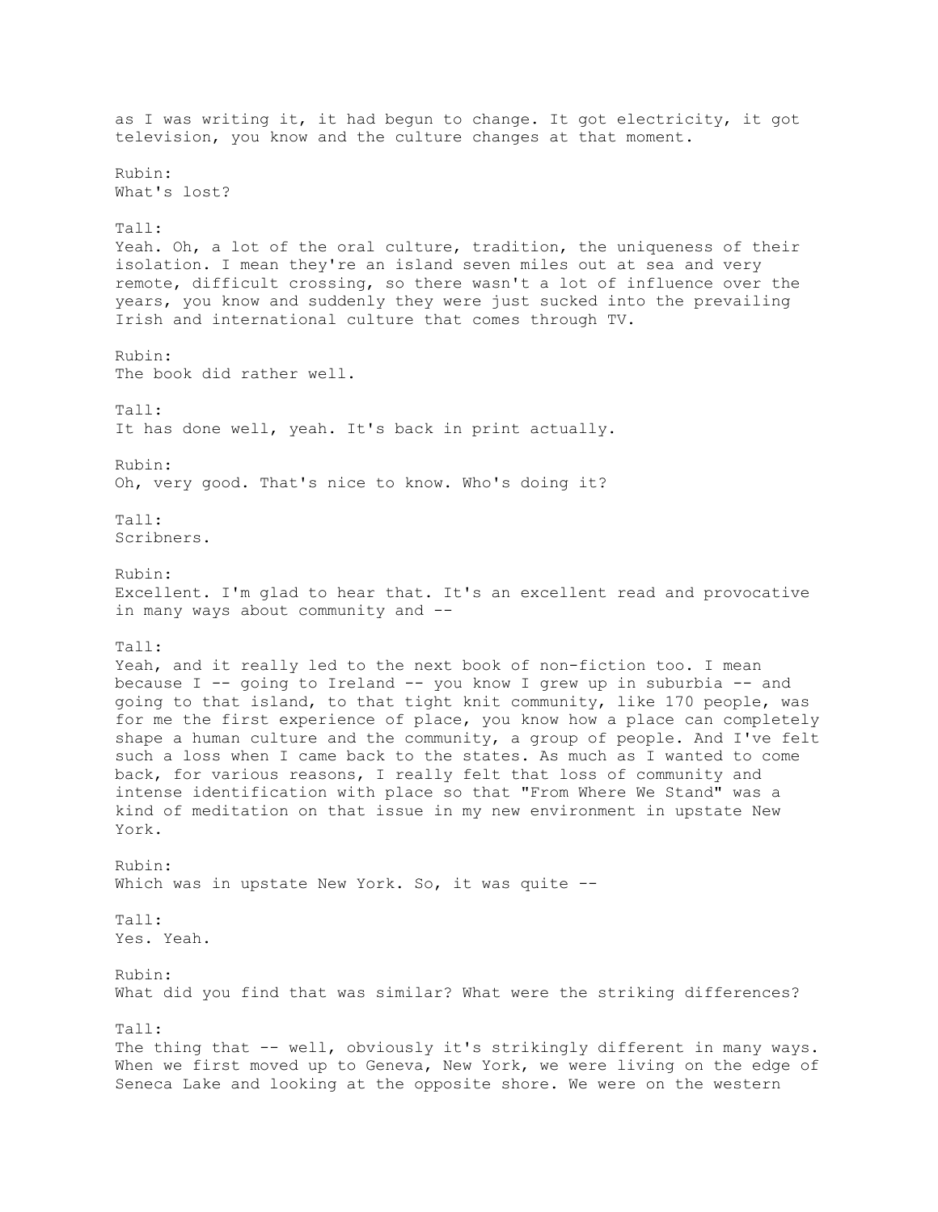as I was writing it, it had begun to change. It got electricity, it got television, you know and the culture changes at that moment.

Rubin:
What's lost?

Tall:
Yeah. Oh, a lot of the oral culture, tradition, the uniqueness of their isolation. I mean they're an island seven miles out at sea and very remote, difficult crossing, so there wasn't a lot of influence over the years, you know and suddenly they were just sucked into the prevailing Irish and international culture that comes through TV.

Rubin:
The book did rather well.

Tall:
It has done well, yeah. It's back in print actually.

Rubin:
Oh, very good. That's nice to know. Who's doing it?

Tall:
Scribners.

Rubin:
Excellent. I'm glad to hear that. It's an excellent read and provocative in many ways about community and --

Tall:
Yeah, and it really led to the next book of non-fiction too. I mean because I -- going to Ireland -- you know I grew up in suburbia -- and going to that island, to that tight knit community, like 170 people, was for me the first experience of place, you know how a place can completely shape a human culture and the community, a group of people. And I've felt such a loss when I came back to the states. As much as I wanted to come back, for various reasons, I really felt that loss of community and intense identification with place so that "From Where We Stand" was a kind of meditation on that issue in my new environment in upstate New York.

Rubin:
Which was in upstate New York. So, it was quite --

Tall:
Yes. Yeah.

Rubin:
What did you find that was similar? What were the striking differences?

Tall:
The thing that -- well, obviously it's strikingly different in many ways. When we first moved up to Geneva, New York, we were living on the edge of Seneca Lake and looking at the opposite shore. We were on the western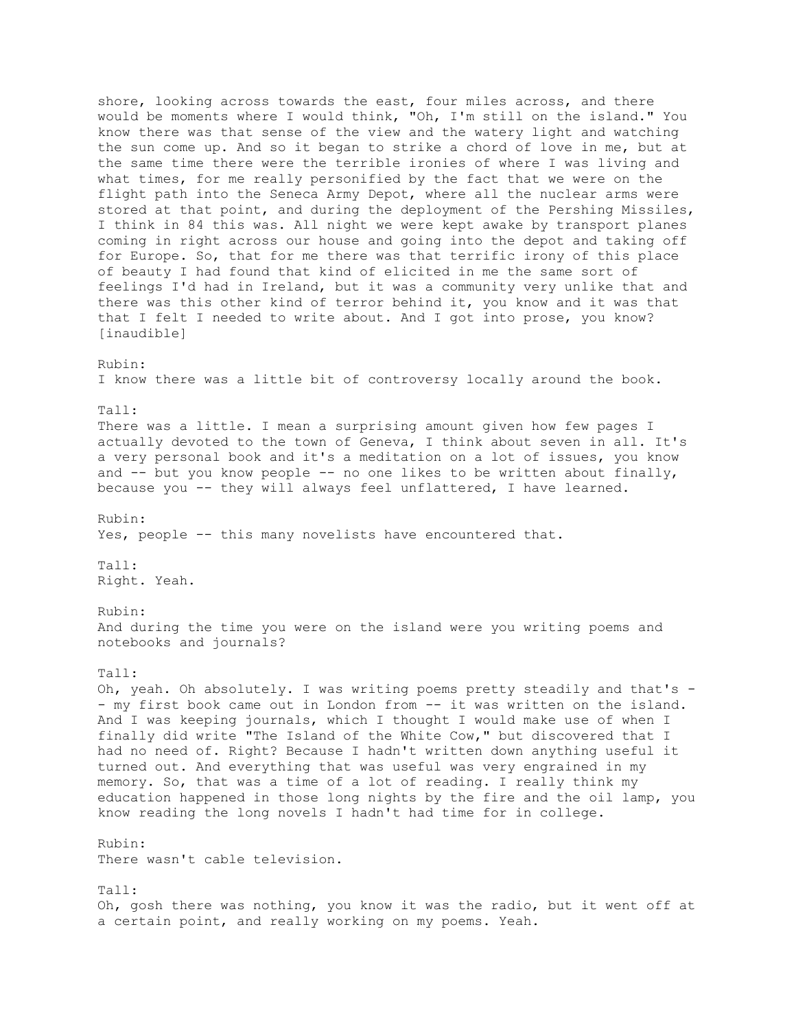shore, looking across towards the east, four miles across, and there would be moments where I would think, "Oh, I'm still on the island." You know there was that sense of the view and the watery light and watching the sun come up. And so it began to strike a chord of love in me, but at the same time there were the terrible ironies of where I was living and what times, for me really personified by the fact that we were on the flight path into the Seneca Army Depot, where all the nuclear arms were stored at that point, and during the deployment of the Pershing Missiles, I think in 84 this was. All night we were kept awake by transport planes coming in right across our house and going into the depot and taking off for Europe. So, that for me there was that terrific irony of this place of beauty I had found that kind of elicited in me the same sort of feelings I'd had in Ireland, but it was a community very unlike that and there was this other kind of terror behind it, you know and it was that that I felt I needed to write about. And I got into prose, you know? [inaudible]

Rubin:
I know there was a little bit of controversy locally around the book.

Tall:
There was a little. I mean a surprising amount given how few pages I actually devoted to the town of Geneva, I think about seven in all. It's a very personal book and it's a meditation on a lot of issues, you know and -- but you know people -- no one likes to be written about finally, because you -- they will always feel unflattered, I have learned.

Rubin:
Yes, people -- this many novelists have encountered that.

Tall:
Right. Yeah.

Rubin:
And during the time you were on the island were you writing poems and notebooks and journals?

Tall:
Oh, yeah. Oh absolutely. I was writing poems pretty steadily and that's -- my first book came out in London from -- it was written on the island. And I was keeping journals, which I thought I would make use of when I finally did write "The Island of the White Cow," but discovered that I had no need of. Right? Because I hadn't written down anything useful it turned out. And everything that was useful was very engrained in my memory. So, that was a time of a lot of reading. I really think my education happened in those long nights by the fire and the oil lamp, you know reading the long novels I hadn't had time for in college.

Rubin:
There wasn't cable television.

Tall:
Oh, gosh there was nothing, you know it was the radio, but it went off at a certain point, and really working on my poems. Yeah.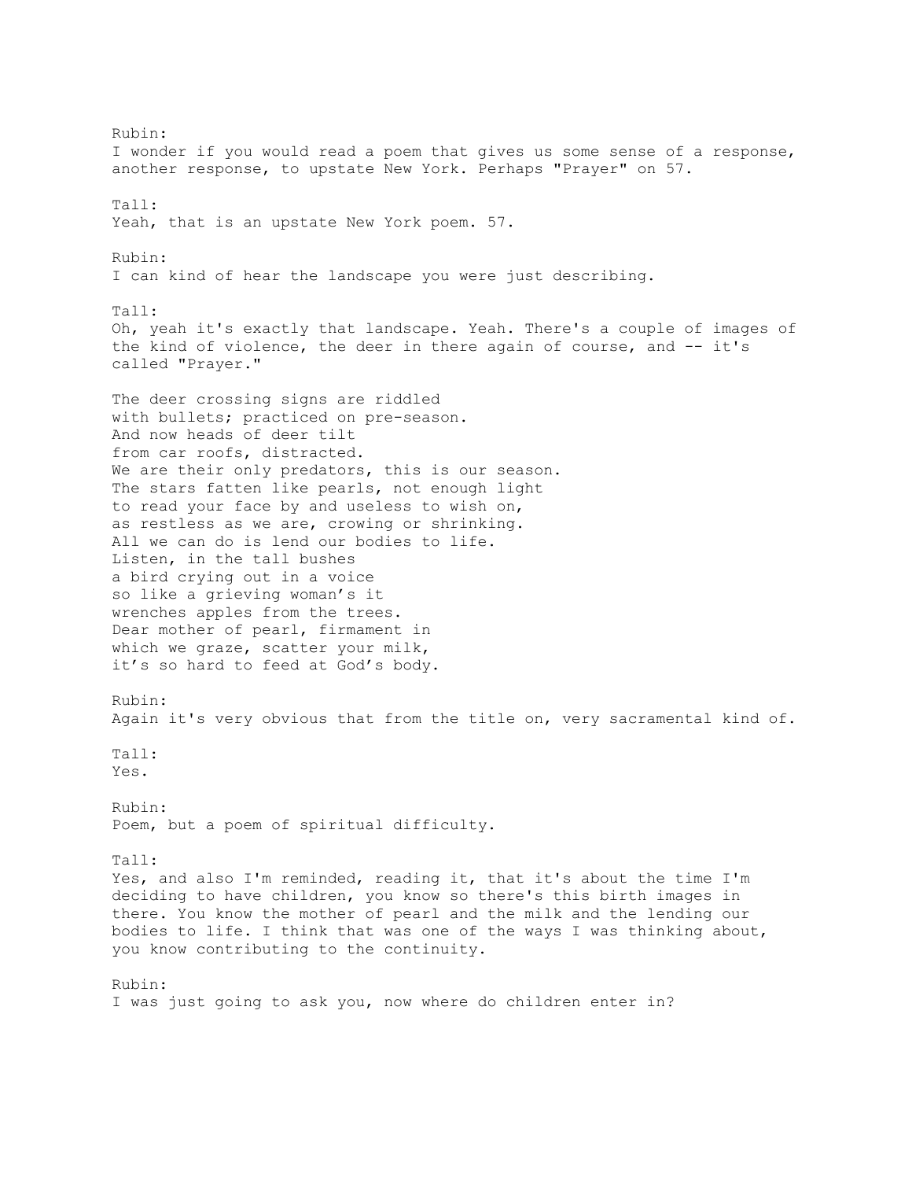Rubin:
I wonder if you would read a poem that gives us some sense of a response, another response, to upstate New York. Perhaps "Prayer" on 57.

Tall:
Yeah, that is an upstate New York poem. 57.

Rubin:
I can kind of hear the landscape you were just describing.

Tall:
Oh, yeah it's exactly that landscape. Yeah. There's a couple of images of the kind of violence, the deer in there again of course, and -- it's called "Prayer."

The deer crossing signs are riddled  
with bullets; practiced on pre-season.  
And now heads of deer tilt  
from car roofs, distracted.  
We are their only predators, this is our season.  
The stars fatten like pearls, not enough light  
to read your face by and useless to wish on,  
as restless as we are, crowing or shrinking.  
All we can do is lend our bodies to life.  
Listen, in the tall bushes  
a bird crying out in a voice  
so like a grieving woman's it  
wrenches apples from the trees.  
Dear mother of pearl, firmament in  
which we graze, scatter your milk,  
it's so hard to feed at God's body.

Rubin:
Again it's very obvious that from the title on, very sacramental kind of.

Tall:
Yes.

Rubin:
Poem, but a poem of spiritual difficulty.

Tall:
Yes, and also I'm reminded, reading it, that it's about the time I'm deciding to have children, you know so there's this birth images in there. You know the mother of pearl and the milk and the lending our bodies to life. I think that was one of the ways I was thinking about, you know contributing to the continuity.

Rubin:
I was just going to ask you, now where do children enter in?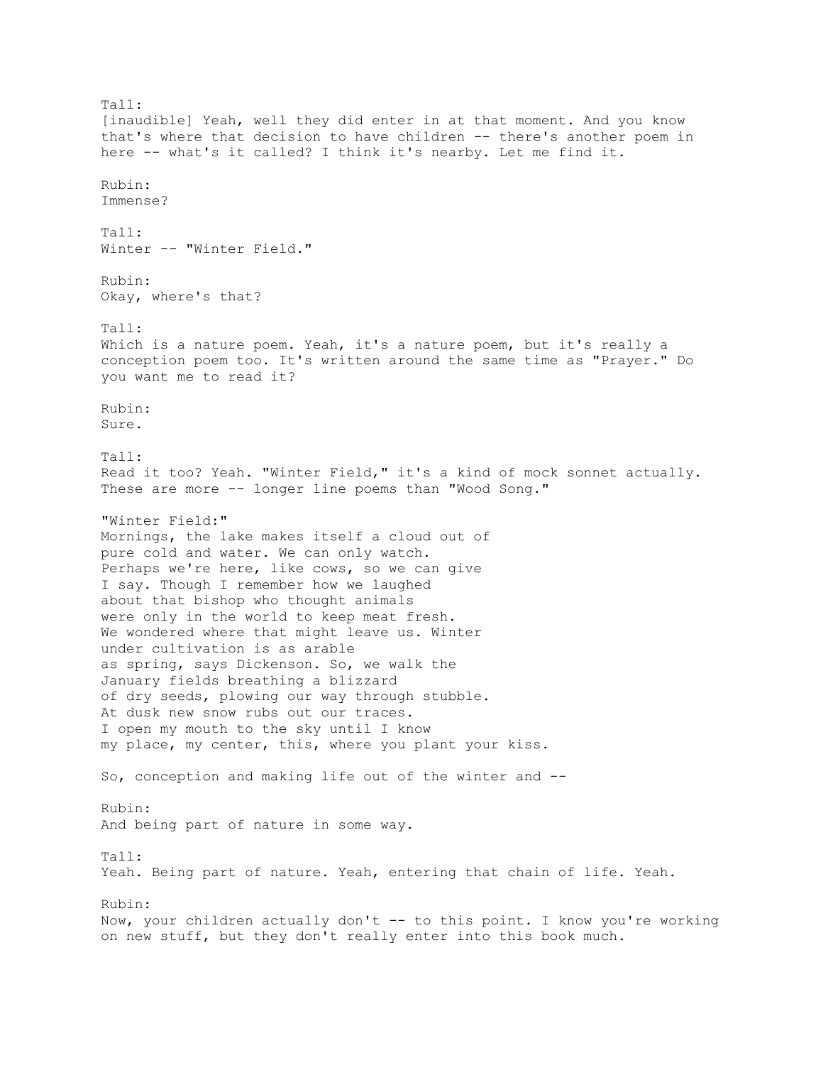Tall:
[inaudible] Yeah, well they did enter in at that moment. And you know that's where that decision to have children -- there's another poem in here -- what's it called? I think it's nearby. Let me find it.

Rubin:
Immense?

Tall:
Winter -- "Winter Field."

Rubin:
Okay, where's that?

Tall:
Which is a nature poem. Yeah, it's a nature poem, but it's really a conception poem too. It's written around the same time as "Prayer." Do you want me to read it?

Rubin:
Sure.

Tall:
Read it too? Yeah. "Winter Field," it's a kind of mock sonnet actually. These are more -- longer line poems than "Wood Song."

"Winter Field:"
Mornings, the lake makes itself a cloud out of
pure cold and water. We can only watch.
Perhaps we're here, like cows, so we can give
I say. Though I remember how we laughed
about that bishop who thought animals
were only in the world to keep meat fresh.
We wondered where that might leave us. Winter
under cultivation is as arable
as spring, says Dickenson. So, we walk the
January fields breathing a blizzard
of dry seeds, plowing our way through stubble.
At dusk new snow rubs out our traces.
I open my mouth to the sky until I know
my place, my center, this, where you plant your kiss.

So, conception and making life out of the winter and --

Rubin:
And being part of nature in some way.

Tall:
Yeah. Being part of nature. Yeah, entering that chain of life. Yeah.

Rubin:
Now, your children actually don't -- to this point. I know you're working on new stuff, but they don't really enter into this book much.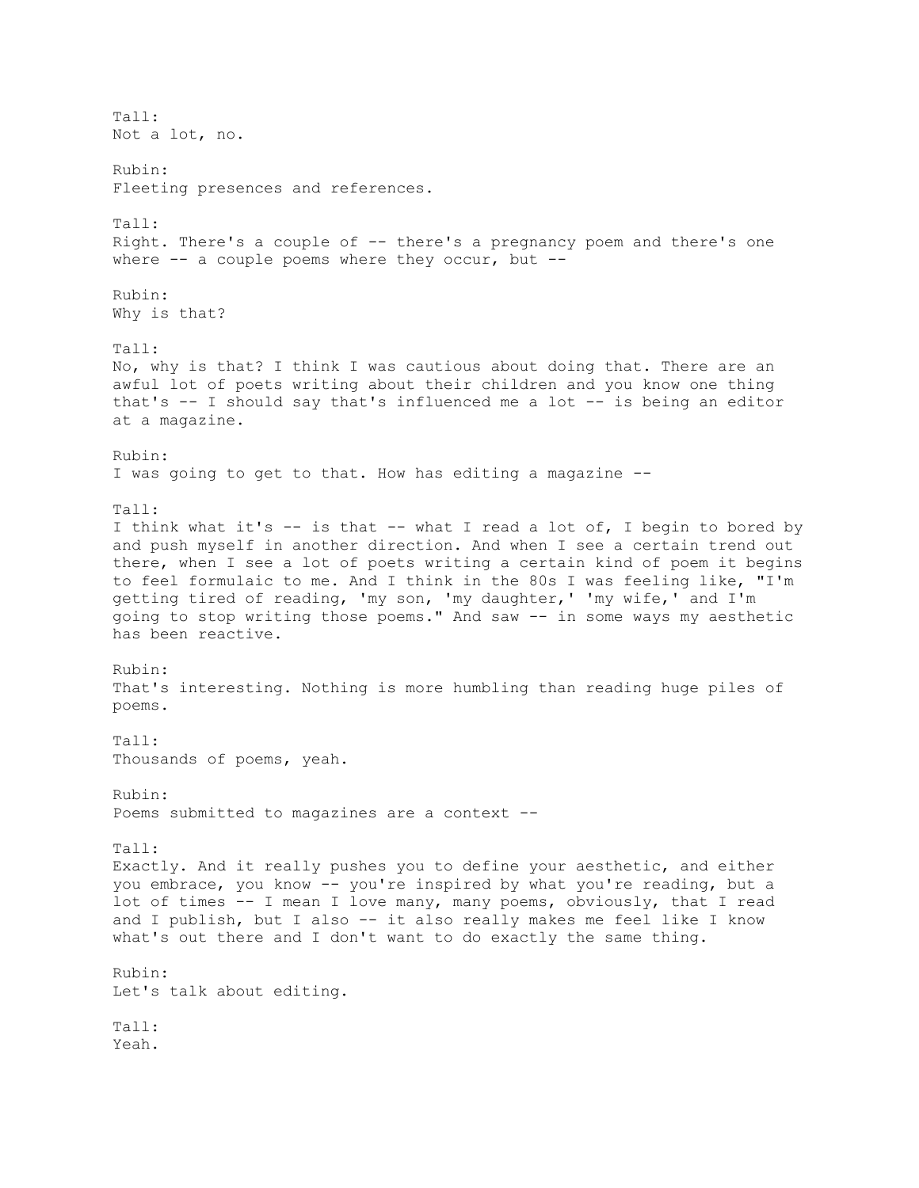Tall:
Not a lot, no.

Rubin:
Fleeting presences and references.

Tall:
Right. There's a couple of -- there's a pregnancy poem and there's one where -- a couple poems where they occur, but --

Rubin:
Why is that?

Tall:
No, why is that? I think I was cautious about doing that. There are an awful lot of poets writing about their children and you know one thing that's -- I should say that's influenced me a lot -- is being an editor at a magazine.

Rubin:
I was going to get to that. How has editing a magazine --

Tall:
I think what it's -- is that -- what I read a lot of, I begin to bored by and push myself in another direction. And when I see a certain trend out there, when I see a lot of poets writing a certain kind of poem it begins to feel formulaic to me. And I think in the 80s I was feeling like, "I'm getting tired of reading, 'my son, 'my daughter,' 'my wife,' and I'm going to stop writing those poems." And saw -- in some ways my aesthetic has been reactive.

Rubin:
That's interesting. Nothing is more humbling than reading huge piles of poems.

Tall:
Thousands of poems, yeah.

Rubin:
Poems submitted to magazines are a context --

Tall:
Exactly. And it really pushes you to define your aesthetic, and either you embrace, you know -- you're inspired by what you're reading, but a lot of times -- I mean I love many, many poems, obviously, that I read and I publish, but I also -- it also really makes me feel like I know what's out there and I don't want to do exactly the same thing.

Rubin:
Let's talk about editing.

Tall:
Yeah.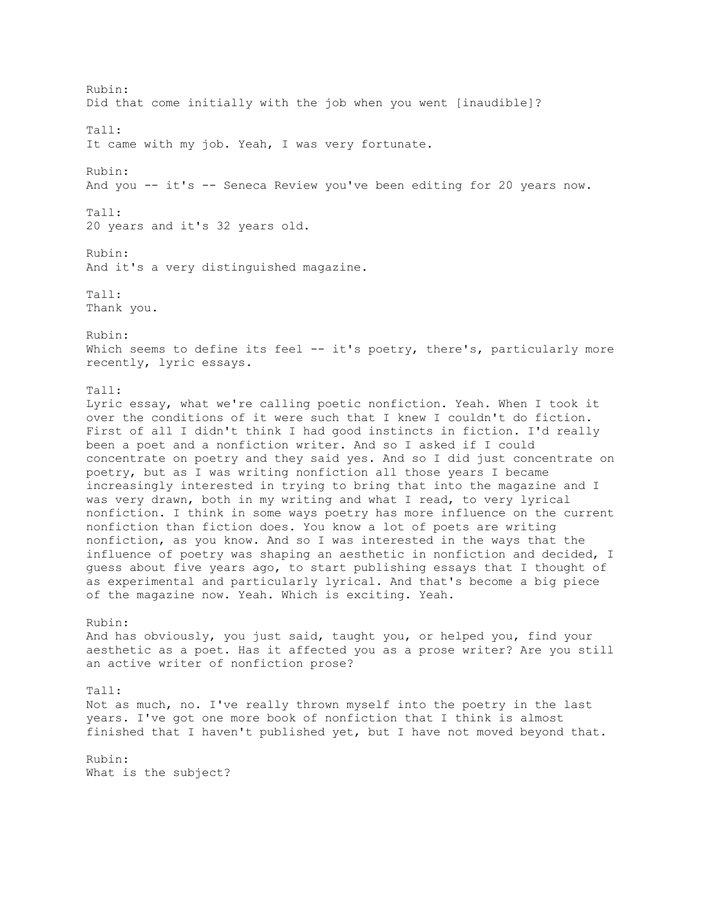Rubin:
Did that come initially with the job when you went [inaudible]?

Tall:
It came with my job. Yeah, I was very fortunate.

Rubin:
And you -- it's -- Seneca Review you've been editing for 20 years now.

Tall:
20 years and it's 32 years old.

Rubin:
And it's a very distinguished magazine.

Tall:
Thank you.

Rubin:
Which seems to define its feel -- it's poetry, there's, particularly more recently, lyric essays.

Tall:
Lyric essay, what we're calling poetic nonfiction. Yeah. When I took it over the conditions of it were such that I knew I couldn't do fiction. First of all I didn't think I had good instincts in fiction. I'd really been a poet and a nonfiction writer. And so I asked if I could concentrate on poetry and they said yes. And so I did just concentrate on poetry, but as I was writing nonfiction all those years I became increasingly interested in trying to bring that into the magazine and I was very drawn, both in my writing and what I read, to very lyrical nonfiction. I think in some ways poetry has more influence on the current nonfiction than fiction does. You know a lot of poets are writing nonfiction, as you know. And so I was interested in the ways that the influence of poetry was shaping an aesthetic in nonfiction and decided, I guess about five years ago, to start publishing essays that I thought of as experimental and particularly lyrical. And that's become a big piece of the magazine now. Yeah. Which is exciting. Yeah.

Rubin:
And has obviously, you just said, taught you, or helped you, find your aesthetic as a poet. Has it affected you as a prose writer? Are you still an active writer of nonfiction prose?

Tall:
Not as much, no. I've really thrown myself into the poetry in the last years. I've got one more book of nonfiction that I think is almost finished that I haven't published yet, but I have not moved beyond that.

Rubin:
What is the subject?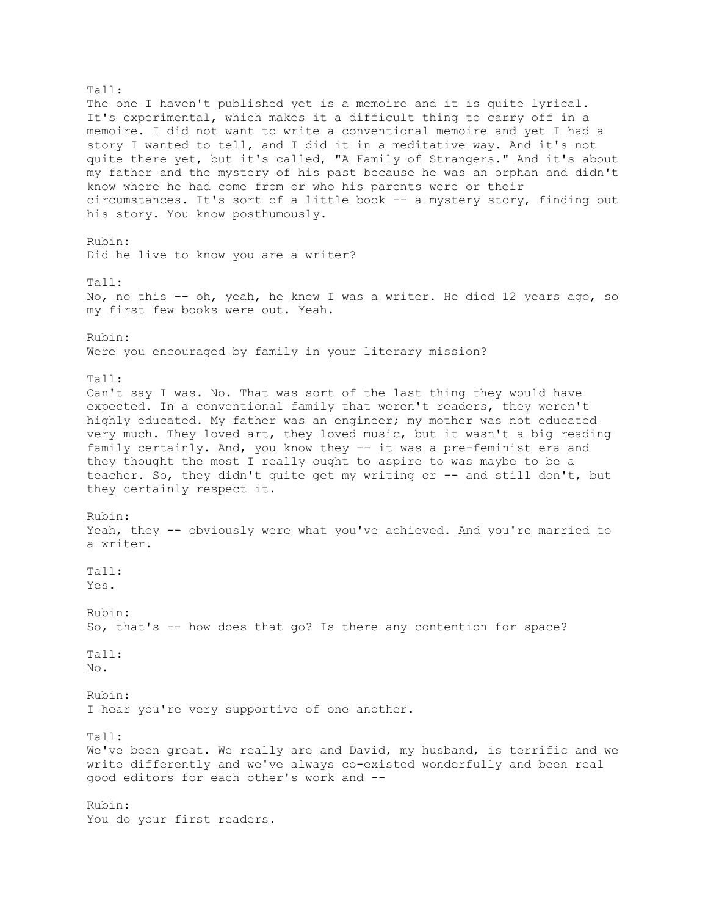Tall:
The one I haven't published yet is a memoire and it is quite lyrical. It's experimental, which makes it a difficult thing to carry off in a memoire. I did not want to write a conventional memoire and yet I had a story I wanted to tell, and I did it in a meditative way. And it's not quite there yet, but it's called, "A Family of Strangers." And it's about my father and the mystery of his past because he was an orphan and didn't know where he had come from or who his parents were or their circumstances. It's sort of a little book -- a mystery story, finding out his story. You know posthumously.

Rubin:
Did he live to know you are a writer?

Tall:
No, no this -- oh, yeah, he knew I was a writer. He died 12 years ago, so my first few books were out. Yeah.

Rubin:
Were you encouraged by family in your literary mission?

Tall:
Can't say I was. No. That was sort of the last thing they would have expected. In a conventional family that weren't readers, they weren't highly educated. My father was an engineer; my mother was not educated very much. They loved art, they loved music, but it wasn't a big reading family certainly. And, you know they -- it was a pre-feminist era and they thought the most I really ought to aspire to was maybe to be a teacher. So, they didn't quite get my writing or -- and still don't, but they certainly respect it.

Rubin:
Yeah, they -- obviously were what you've achieved. And you're married to a writer.

Tall:
Yes.

Rubin:
So, that's -- how does that go? Is there any contention for space?

Tall:
No.

Rubin:
I hear you're very supportive of one another.

Tall:
We've been great. We really are and David, my husband, is terrific and we write differently and we've always co-existed wonderfully and been real good editors for each other's work and --

Rubin:
You do your first readers.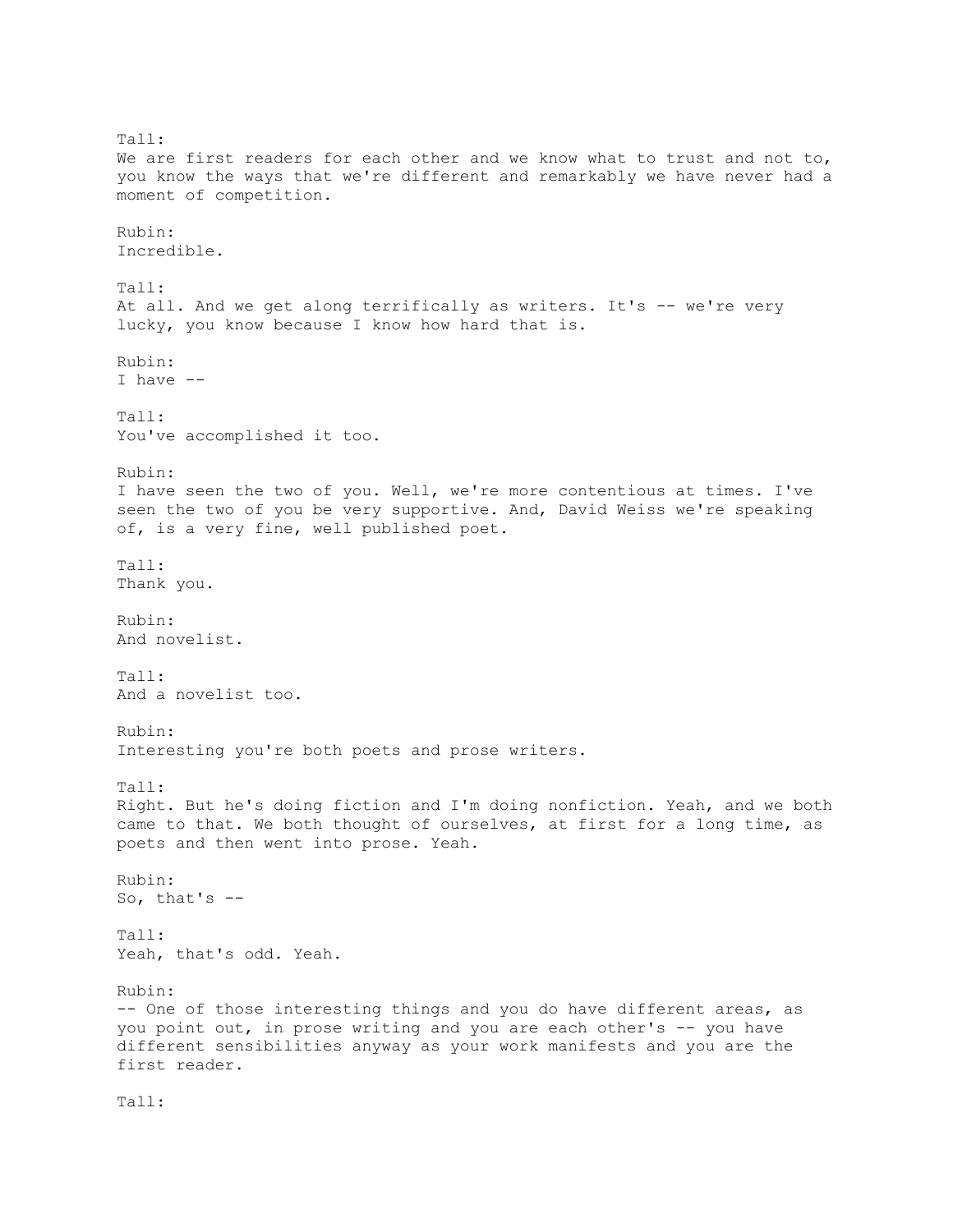Tall:
We are first readers for each other and we know what to trust and not to, you know the ways that we're different and remarkably we have never had a moment of competition.

Rubin:
Incredible.

Tall:
At all. And we get along terrifically as writers. It's -- we're very lucky, you know because I know how hard that is.

Rubin:
I have --

Tall:
You've accomplished it too.

Rubin:
I have seen the two of you. Well, we're more contentious at times. I've seen the two of you be very supportive. And, David Weiss we're speaking of, is a very fine, well published poet.

Tall:
Thank you.

Rubin:
And novelist.

Tall:
And a novelist too.

Rubin:
Interesting you're both poets and prose writers.

Tall:
Right. But he's doing fiction and I'm doing nonfiction. Yeah, and we both came to that. We both thought of ourselves, at first for a long time, as poets and then went into prose. Yeah.

Rubin:
So, that's --

Tall:
Yeah, that's odd. Yeah.

Rubin:
-- One of those interesting things and you do have different areas, as you point out, in prose writing and you are each other's -- you have different sensibilities anyway as your work manifests and you are the first reader.

Tall: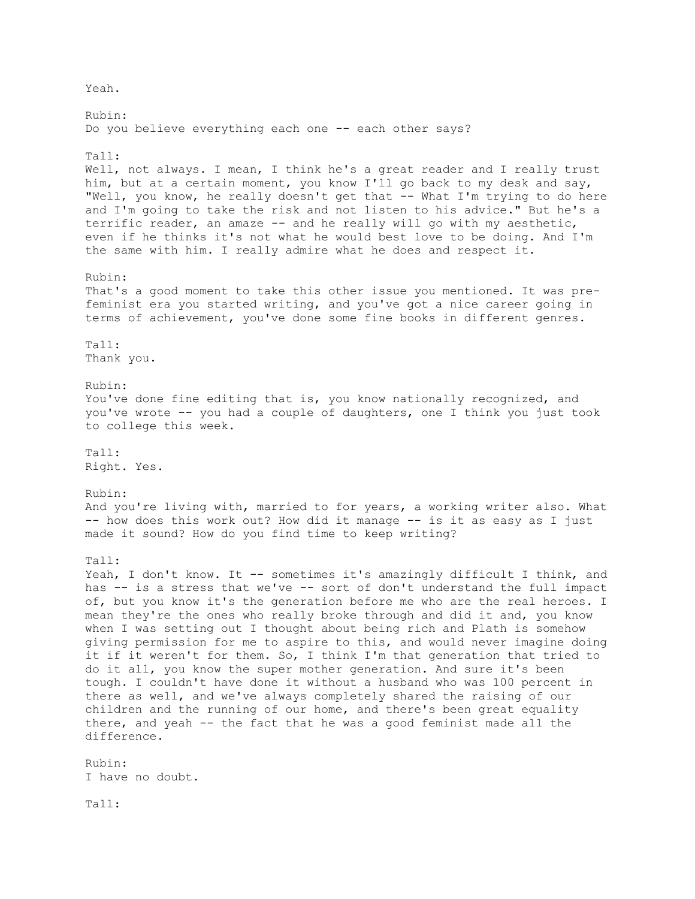Yeah.

Rubin:
Do you believe everything each one -- each other says?

Tall:
Well, not always. I mean, I think he's a great reader and I really trust him, but at a certain moment, you know I'll go back to my desk and say, "Well, you know, he really doesn't get that -- What I'm trying to do here and I'm going to take the risk and not listen to his advice." But he's a terrific reader, an amaze -- and he really will go with my aesthetic, even if he thinks it's not what he would best love to be doing. And I'm the same with him. I really admire what he does and respect it.

Rubin:
That's a good moment to take this other issue you mentioned. It was pre-feminist era you started writing, and you've got a nice career going in terms of achievement, you've done some fine books in different genres.

Tall:
Thank you.

Rubin:
You've done fine editing that is, you know nationally recognized, and you've wrote -- you had a couple of daughters, one I think you just took to college this week.

Tall:
Right. Yes.

Rubin:
And you're living with, married to for years, a working writer also. What -- how does this work out? How did it manage -- is it as easy as I just made it sound? How do you find time to keep writing?

Tall:
Yeah, I don't know. It -- sometimes it's amazingly difficult I think, and has -- is a stress that we've -- sort of don't understand the full impact of, but you know it's the generation before me who are the real heroes. I mean they're the ones who really broke through and did it and, you know when I was setting out I thought about being rich and Plath is somehow giving permission for me to aspire to this, and would never imagine doing it if it weren't for them. So, I think I'm that generation that tried to do it all, you know the super mother generation. And sure it's been tough. I couldn't have done it without a husband who was 100 percent in there as well, and we've always completely shared the raising of our children and the running of our home, and there's been great equality there, and yeah -- the fact that he was a good feminist made all the difference.

Rubin:
I have no doubt.

Tall: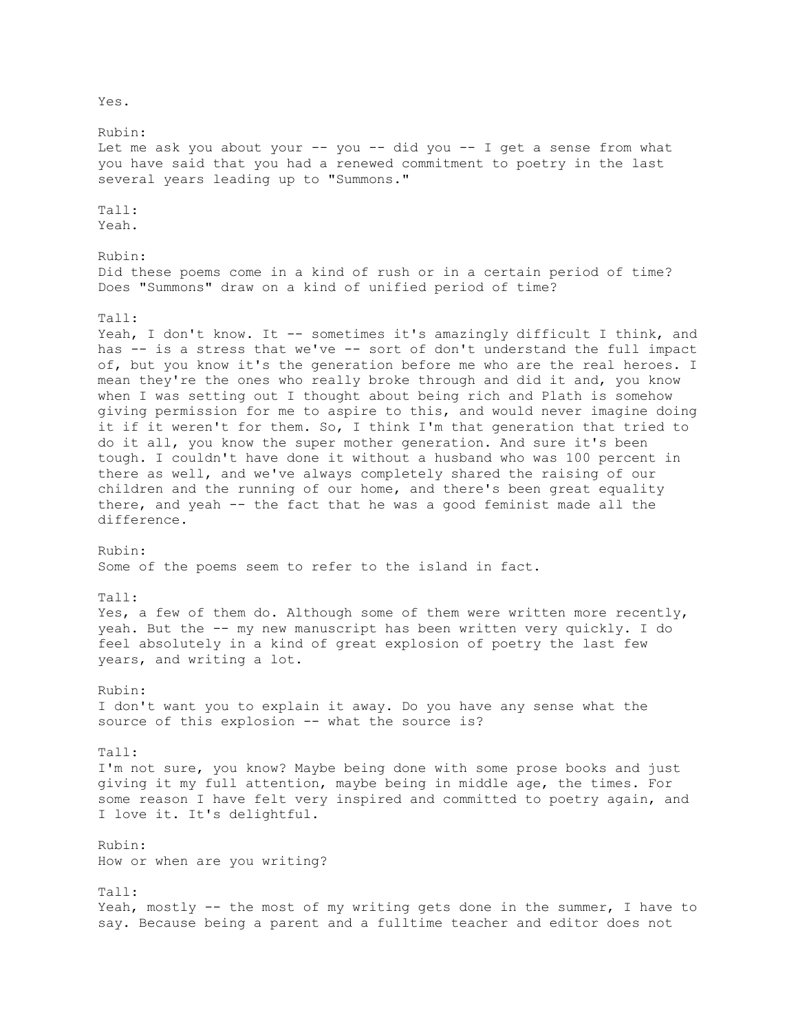Yes.

Rubin:
Let me ask you about your -- you -- did you -- I get a sense from what you have said that you had a renewed commitment to poetry in the last several years leading up to "Summons."

Tall:
Yeah.

Rubin:
Did these poems come in a kind of rush or in a certain period of time? Does "Summons" draw on a kind of unified period of time?

Tall:
Yeah, I don't know. It -- sometimes it's amazingly difficult I think, and has -- is a stress that we've -- sort of don't understand the full impact of, but you know it's the generation before me who are the real heroes. I mean they're the ones who really broke through and did it and, you know when I was setting out I thought about being rich and Plath is somehow giving permission for me to aspire to this, and would never imagine doing it if it weren't for them. So, I think I'm that generation that tried to do it all, you know the super mother generation. And sure it's been tough. I couldn't have done it without a husband who was 100 percent in there as well, and we've always completely shared the raising of our children and the running of our home, and there's been great equality there, and yeah -- the fact that he was a good feminist made all the difference.

Rubin:
Some of the poems seem to refer to the island in fact.

Tall:
Yes, a few of them do. Although some of them were written more recently, yeah. But the -- my new manuscript has been written very quickly. I do feel absolutely in a kind of great explosion of poetry the last few years, and writing a lot.

Rubin:
I don't want you to explain it away. Do you have any sense what the source of this explosion -- what the source is?

Tall:
I'm not sure, you know? Maybe being done with some prose books and just giving it my full attention, maybe being in middle age, the times. For some reason I have felt very inspired and committed to poetry again, and I love it. It's delightful.

Rubin:
How or when are you writing?

Tall:
Yeah, mostly -- the most of my writing gets done in the summer, I have to say. Because being a parent and a fulltime teacher and editor does not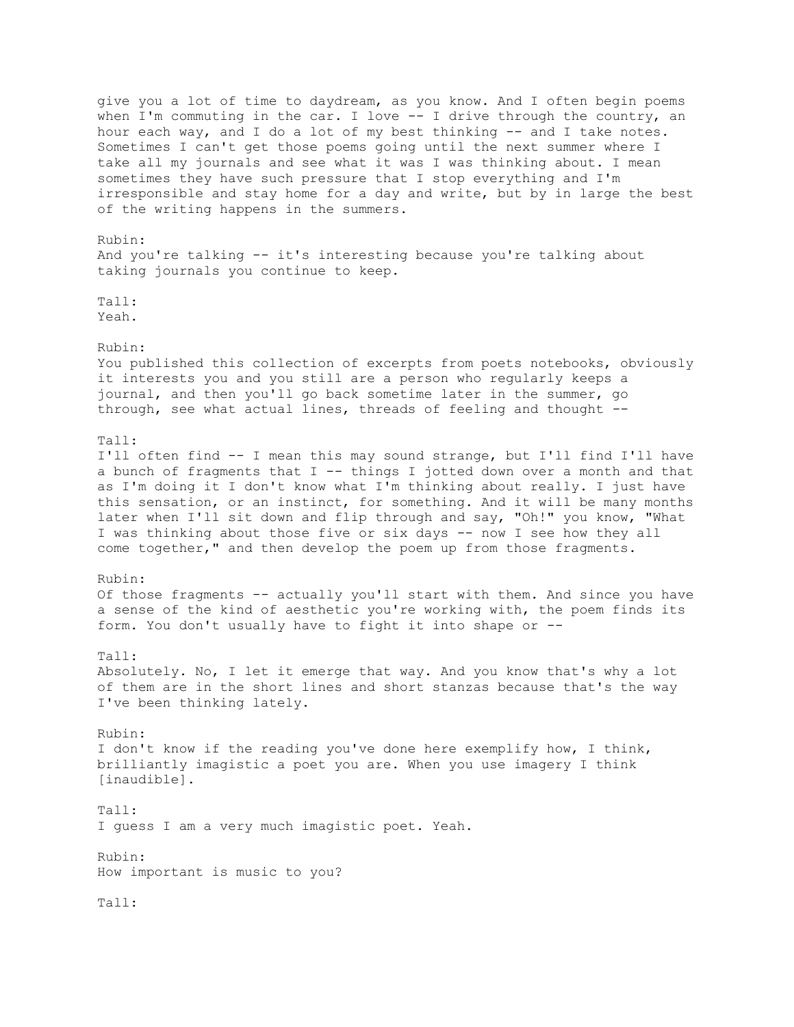give you a lot of time to daydream, as you know. And I often begin poems when I'm commuting in the car. I love -- I drive through the country, an hour each way, and I do a lot of my best thinking -- and I take notes. Sometimes I can't get those poems going until the next summer where I take all my journals and see what it was I was thinking about. I mean sometimes they have such pressure that I stop everything and I'm irresponsible and stay home for a day and write, but by in large the best of the writing happens in the summers.

Rubin:
And you're talking -- it's interesting because you're talking about taking journals you continue to keep.

Tall:
Yeah.

Rubin:
You published this collection of excerpts from poets notebooks, obviously it interests you and you still are a person who regularly keeps a journal, and then you'll go back sometime later in the summer, go through, see what actual lines, threads of feeling and thought --

Tall:
I'll often find -- I mean this may sound strange, but I'll find I'll have a bunch of fragments that I -- things I jotted down over a month and that as I'm doing it I don't know what I'm thinking about really. I just have this sensation, or an instinct, for something. And it will be many months later when I'll sit down and flip through and say, "Oh!" you know, "What I was thinking about those five or six days -- now I see how they all come together," and then develop the poem up from those fragments.

Rubin:
Of those fragments -- actually you'll start with them. And since you have a sense of the kind of aesthetic you're working with, the poem finds its form. You don't usually have to fight it into shape or --

Tall:
Absolutely. No, I let it emerge that way. And you know that's why a lot of them are in the short lines and short stanzas because that's the way I've been thinking lately.

Rubin:
I don't know if the reading you've done here exemplify how, I think, brilliantly imagistic a poet you are. When you use imagery I think [inaudible].

Tall:
I guess I am a very much imagistic poet. Yeah.

Rubin:
How important is music to you?

Tall: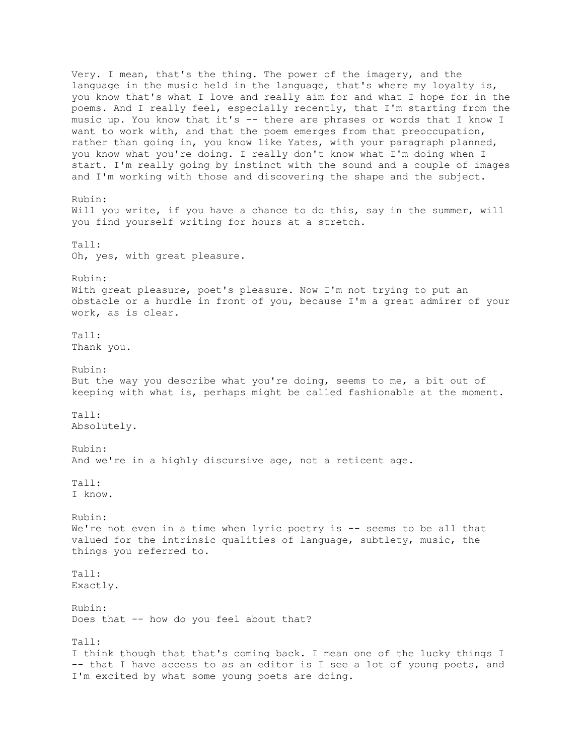Very. I mean, that's the thing. The power of the imagery, and the language in the music held in the language, that's where my loyalty is, you know that's what I love and really aim for and what I hope for in the poems. And I really feel, especially recently, that I'm starting from the music up. You know that it's -- there are phrases or words that I know I want to work with, and that the poem emerges from that preoccupation, rather than going in, you know like Yates, with your paragraph planned, you know what you're doing. I really don't know what I'm doing when I start. I'm really going by instinct with the sound and a couple of images and I'm working with those and discovering the shape and the subject.

Rubin:
Will you write, if you have a chance to do this, say in the summer, will you find yourself writing for hours at a stretch.

Tall:
Oh, yes, with great pleasure.

Rubin:
With great pleasure, poet's pleasure. Now I'm not trying to put an obstacle or a hurdle in front of you, because I'm a great admirer of your work, as is clear.

Tall:
Thank you.

Rubin:
But the way you describe what you're doing, seems to me, a bit out of keeping with what is, perhaps might be called fashionable at the moment.

Tall:
Absolutely.

Rubin:
And we're in a highly discursive age, not a reticent age.

Tall:
I know.

Rubin:
We're not even in a time when lyric poetry is -- seems to be all that valued for the intrinsic qualities of language, subtlety, music, the things you referred to.

Tall:
Exactly.

Rubin:
Does that -- how do you feel about that?

Tall:
I think though that that's coming back. I mean one of the lucky things I -- that I have access to as an editor is I see a lot of young poets, and I'm excited by what some young poets are doing.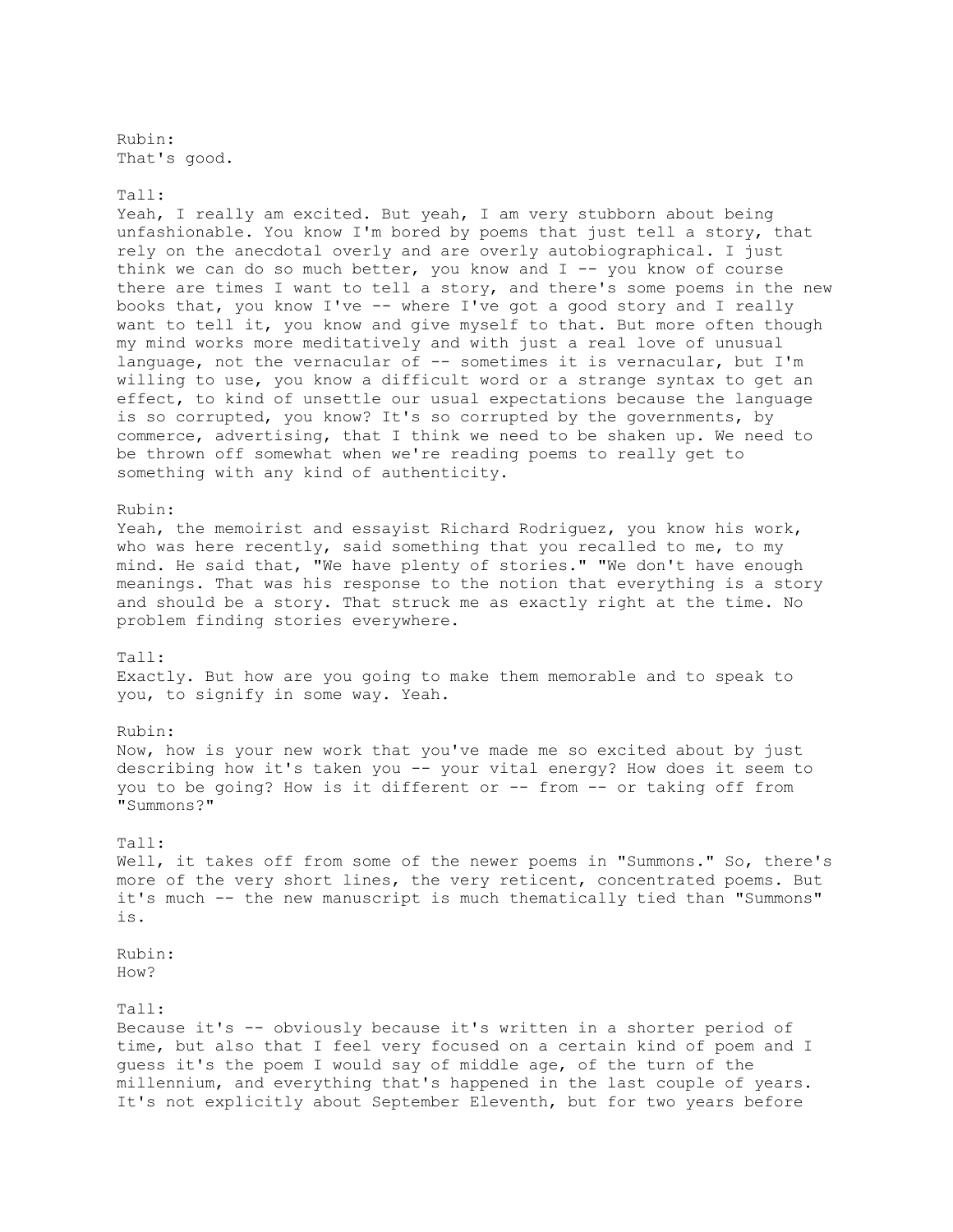Rubin:
That's good.

Tall:
Yeah, I really am excited. But yeah, I am very stubborn about being unfashionable. You know I'm bored by poems that just tell a story, that rely on the anecdotal overly and are overly autobiographical. I just think we can do so much better, you know and I -- you know of course there are times I want to tell a story, and there's some poems in the new books that, you know I've -- where I've got a good story and I really want to tell it, you know and give myself to that. But more often though my mind works more meditatively and with just a real love of unusual language, not the vernacular of -- sometimes it is vernacular, but I'm willing to use, you know a difficult word or a strange syntax to get an effect, to kind of unsettle our usual expectations because the language is so corrupted, you know? It's so corrupted by the governments, by commerce, advertising, that I think we need to be shaken up. We need to be thrown off somewhat when we're reading poems to really get to something with any kind of authenticity.

Rubin:
Yeah, the memoirist and essayist Richard Rodriguez, you know his work, who was here recently, said something that you recalled to me, to my mind. He said that, "We have plenty of stories." "We don't have enough meanings. That was his response to the notion that everything is a story and should be a story. That struck me as exactly right at the time. No problem finding stories everywhere.

Tall:
Exactly. But how are you going to make them memorable and to speak to you, to signify in some way. Yeah.

Rubin:
Now, how is your new work that you've made me so excited about by just describing how it's taken you -- your vital energy? How does it seem to you to be going? How is it different or -- from -- or taking off from "Summons?"

Tall:
Well, it takes off from some of the newer poems in "Summons." So, there's more of the very short lines, the very reticent, concentrated poems. But it's much -- the new manuscript is much thematically tied than "Summons" is.

Rubin:
How?

Tall:
Because it's -- obviously because it's written in a shorter period of time, but also that I feel very focused on a certain kind of poem and I guess it's the poem I would say of middle age, of the turn of the millennium, and everything that's happened in the last couple of years. It's not explicitly about September Eleventh, but for two years before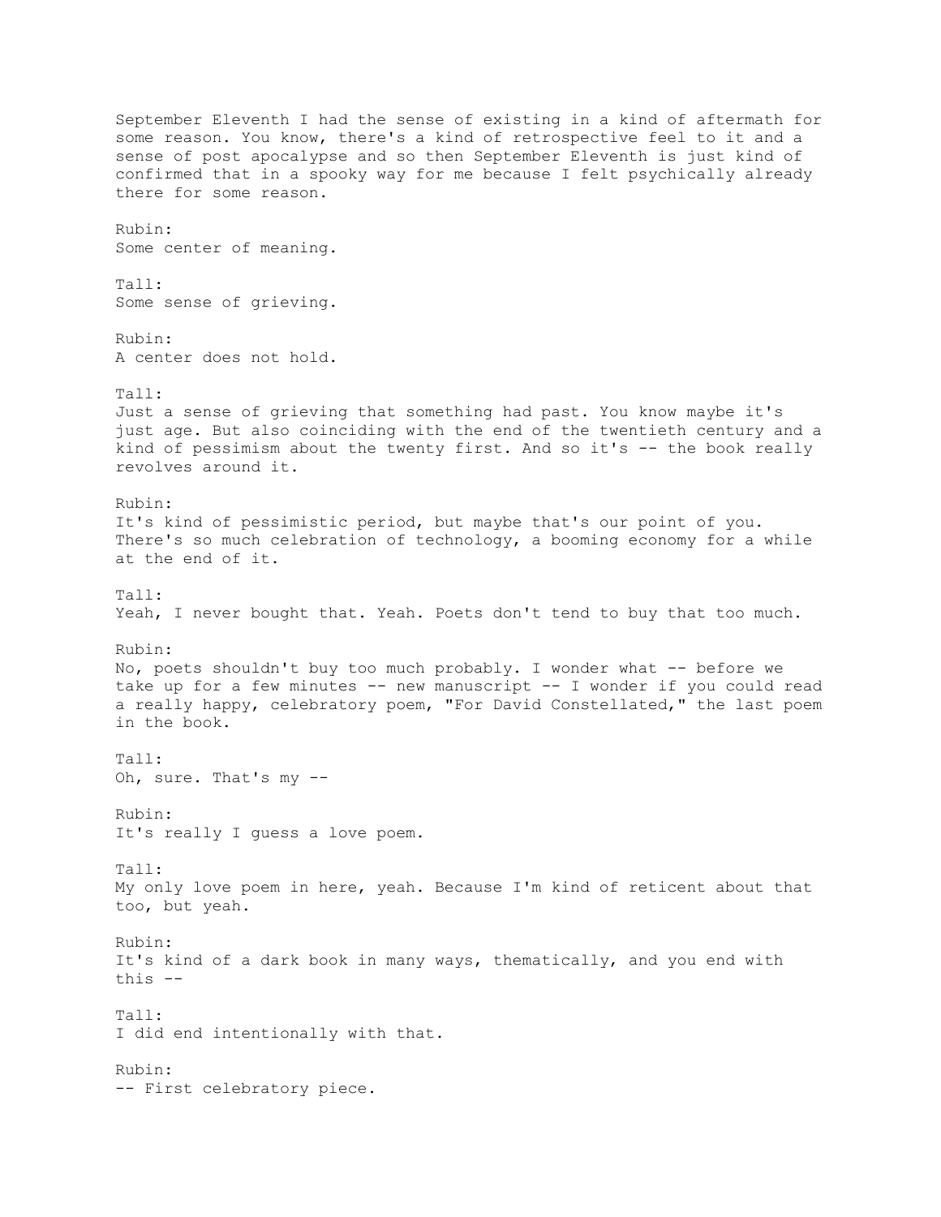September Eleventh I had the sense of existing in a kind of aftermath for some reason. You know, there's a kind of retrospective feel to it and a sense of post apocalypse and so then September Eleventh is just kind of confirmed that in a spooky way for me because I felt psychically already there for some reason.

Rubin:
Some center of meaning.

Tall:
Some sense of grieving.

Rubin:
A center does not hold.

Tall:
Just a sense of grieving that something had past. You know maybe it's just age. But also coinciding with the end of the twentieth century and a kind of pessimism about the twenty first. And so it's -- the book really revolves around it.

Rubin:
It's kind of pessimistic period, but maybe that's our point of you. There's so much celebration of technology, a booming economy for a while at the end of it.

Tall:
Yeah, I never bought that. Yeah. Poets don't tend to buy that too much.

Rubin:
No, poets shouldn't buy too much probably. I wonder what -- before we take up for a few minutes -- new manuscript -- I wonder if you could read a really happy, celebratory poem, "For David Constellated," the last poem in the book.

Tall:
Oh, sure. That's my --

Rubin:
It's really I guess a love poem.

Tall:
My only love poem in here, yeah. Because I'm kind of reticent about that too, but yeah.

Rubin:
It's kind of a dark book in many ways, thematically, and you end with this --

Tall:
I did end intentionally with that.

Rubin:
-- First celebratory piece.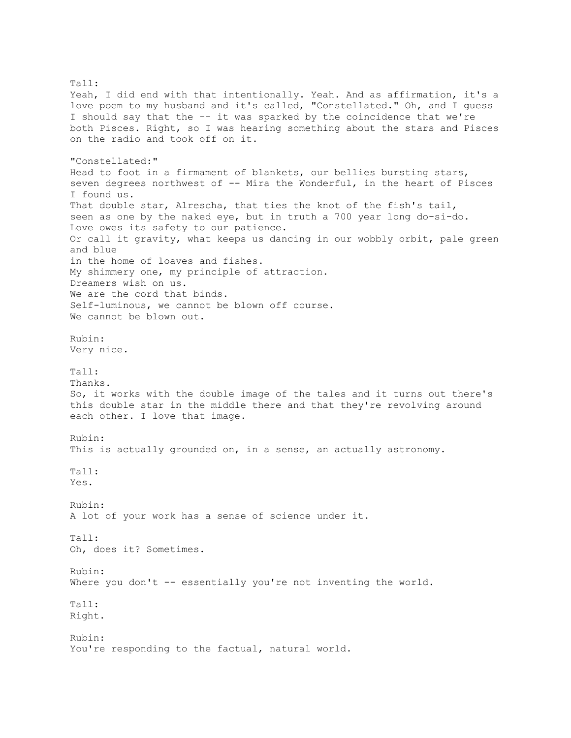Tall:
Yeah, I did end with that intentionally. Yeah. And as affirmation, it's a love poem to my husband and it's called, "Constellated." Oh, and I guess I should say that the -- it was sparked by the coincidence that we're both Pisces. Right, so I was hearing something about the stars and Pisces on the radio and took off on it.

"Constellated:"
Head to foot in a firmament of blankets, our bellies bursting stars,
seven degrees northwest of -- Mira the Wonderful, in the heart of Pisces
I found us.
That double star, Alrescha, that ties the knot of the fish's tail,
seen as one by the naked eye, but in truth a 700 year long do-si-do.
Love owes its safety to our patience.
Or call it gravity, what keeps us dancing in our wobbly orbit, pale green and blue
in the home of loaves and fishes.
My shimmery one, my principle of attraction.
Dreamers wish on us.
We are the cord that binds.
Self-luminous, we cannot be blown off course.
We cannot be blown out.

Rubin:
Very nice.

Tall:
Thanks.
So, it works with the double image of the tales and it turns out there's this double star in the middle there and that they're revolving around each other. I love that image.

Rubin:
This is actually grounded on, in a sense, an actually astronomy.

Tall:
Yes.

Rubin:
A lot of your work has a sense of science under it.

Tall:
Oh, does it? Sometimes.

Rubin:
Where you don't -- essentially you're not inventing the world.

Tall:
Right.

Rubin:
You're responding to the factual, natural world.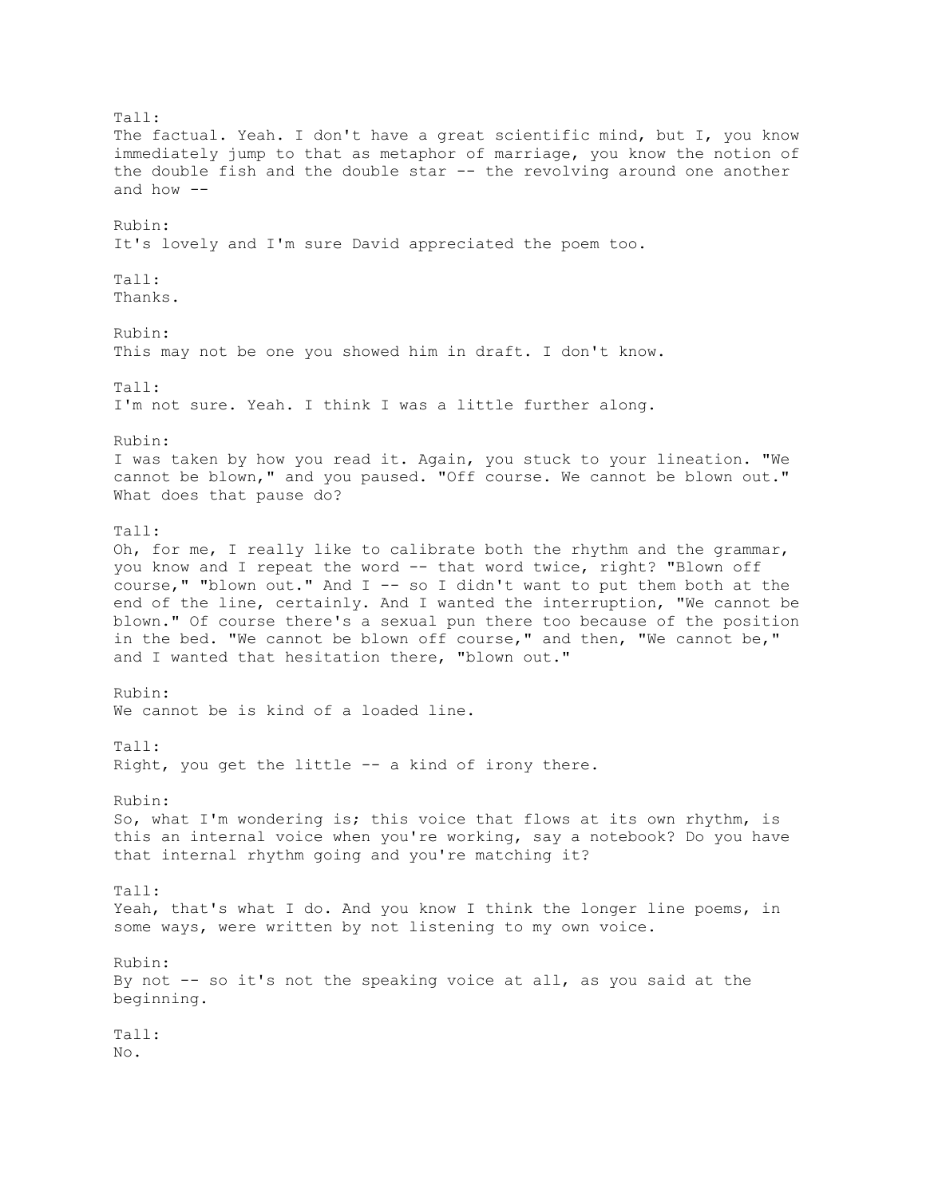Tall:
The factual. Yeah. I don't have a great scientific mind, but I, you know immediately jump to that as metaphor of marriage, you know the notion of the double fish and the double star -- the revolving around one another and how --

Rubin:
It's lovely and I'm sure David appreciated the poem too.

Tall:
Thanks.

Rubin:
This may not be one you showed him in draft. I don't know.

Tall:
I'm not sure. Yeah. I think I was a little further along.

Rubin:
I was taken by how you read it. Again, you stuck to your lineation. "We cannot be blown," and you paused. "Off course. We cannot be blown out." What does that pause do?

Tall:
Oh, for me, I really like to calibrate both the rhythm and the grammar, you know and I repeat the word -- that word twice, right? "Blown off course," "blown out." And I -- so I didn't want to put them both at the end of the line, certainly. And I wanted the interruption, "We cannot be blown." Of course there's a sexual pun there too because of the position in the bed. "We cannot be blown off course," and then, "We cannot be," and I wanted that hesitation there, "blown out."

Rubin:
We cannot be is kind of a loaded line.

Tall:
Right, you get the little -- a kind of irony there.

Rubin:
So, what I'm wondering is; this voice that flows at its own rhythm, is this an internal voice when you're working, say a notebook? Do you have that internal rhythm going and you're matching it?

Tall:
Yeah, that's what I do. And you know I think the longer line poems, in some ways, were written by not listening to my own voice.

Rubin:
By not -- so it's not the speaking voice at all, as you said at the beginning.

Tall:
No.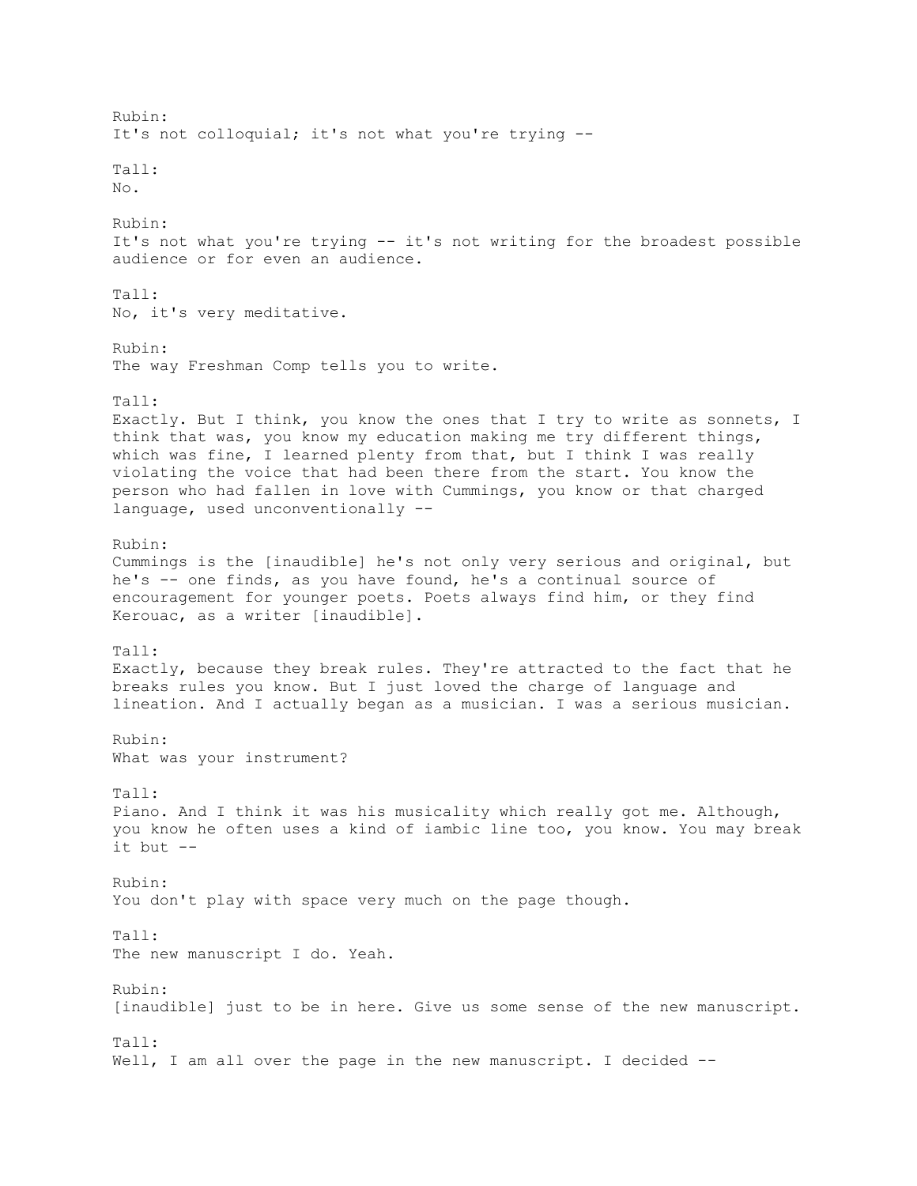Rubin:
It's not colloquial; it's not what you're trying --

Tall:
No.

Rubin:
It's not what you're trying -- it's not writing for the broadest possible audience or for even an audience.

Tall:
No, it's very meditative.

Rubin:
The way Freshman Comp tells you to write.

Tall:
Exactly. But I think, you know the ones that I try to write as sonnets, I think that was, you know my education making me try different things, which was fine, I learned plenty from that, but I think I was really violating the voice that had been there from the start. You know the person who had fallen in love with Cummings, you know or that charged language, used unconventionally --

Rubin:
Cummings is the [inaudible] he's not only very serious and original, but he's -- one finds, as you have found, he's a continual source of encouragement for younger poets. Poets always find him, or they find Kerouac, as a writer [inaudible].

Tall:
Exactly, because they break rules. They're attracted to the fact that he breaks rules you know. But I just loved the charge of language and lineation. And I actually began as a musician. I was a serious musician.

Rubin:
What was your instrument?

Tall:
Piano. And I think it was his musicality which really got me. Although, you know he often uses a kind of iambic line too, you know. You may break it but --

Rubin:
You don't play with space very much on the page though.

Tall:
The new manuscript I do. Yeah.

Rubin:
[inaudible] just to be in here. Give us some sense of the new manuscript.

Tall:
Well, I am all over the page in the new manuscript. I decided --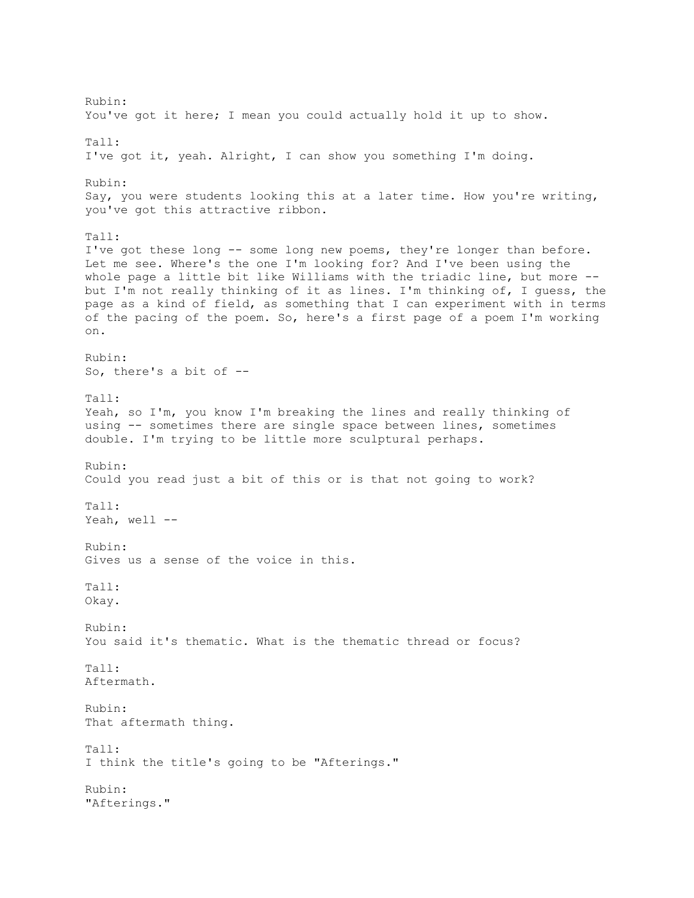Rubin:
You've got it here; I mean you could actually hold it up to show.

Tall:
I've got it, yeah. Alright, I can show you something I'm doing.

Rubin:
Say, you were students looking this at a later time. How you're writing, you've got this attractive ribbon.

Tall:
I've got these long -- some long new poems, they're longer than before. Let me see. Where's the one I'm looking for? And I've been using the whole page a little bit like Williams with the triadic line, but more -- but I'm not really thinking of it as lines. I'm thinking of, I guess, the page as a kind of field, as something that I can experiment with in terms of the pacing of the poem. So, here's a first page of a poem I'm working on.

Rubin:
So, there's a bit of --

Tall:
Yeah, so I'm, you know I'm breaking the lines and really thinking of using -- sometimes there are single space between lines, sometimes double. I'm trying to be little more sculptural perhaps.

Rubin:
Could you read just a bit of this or is that not going to work?

Tall:
Yeah, well --

Rubin:
Gives us a sense of the voice in this.

Tall:
Okay.

Rubin:
You said it's thematic. What is the thematic thread or focus?

Tall:
Aftermath.

Rubin:
That aftermath thing.

Tall:
I think the title's going to be "Afterings."

Rubin:
"Afterings."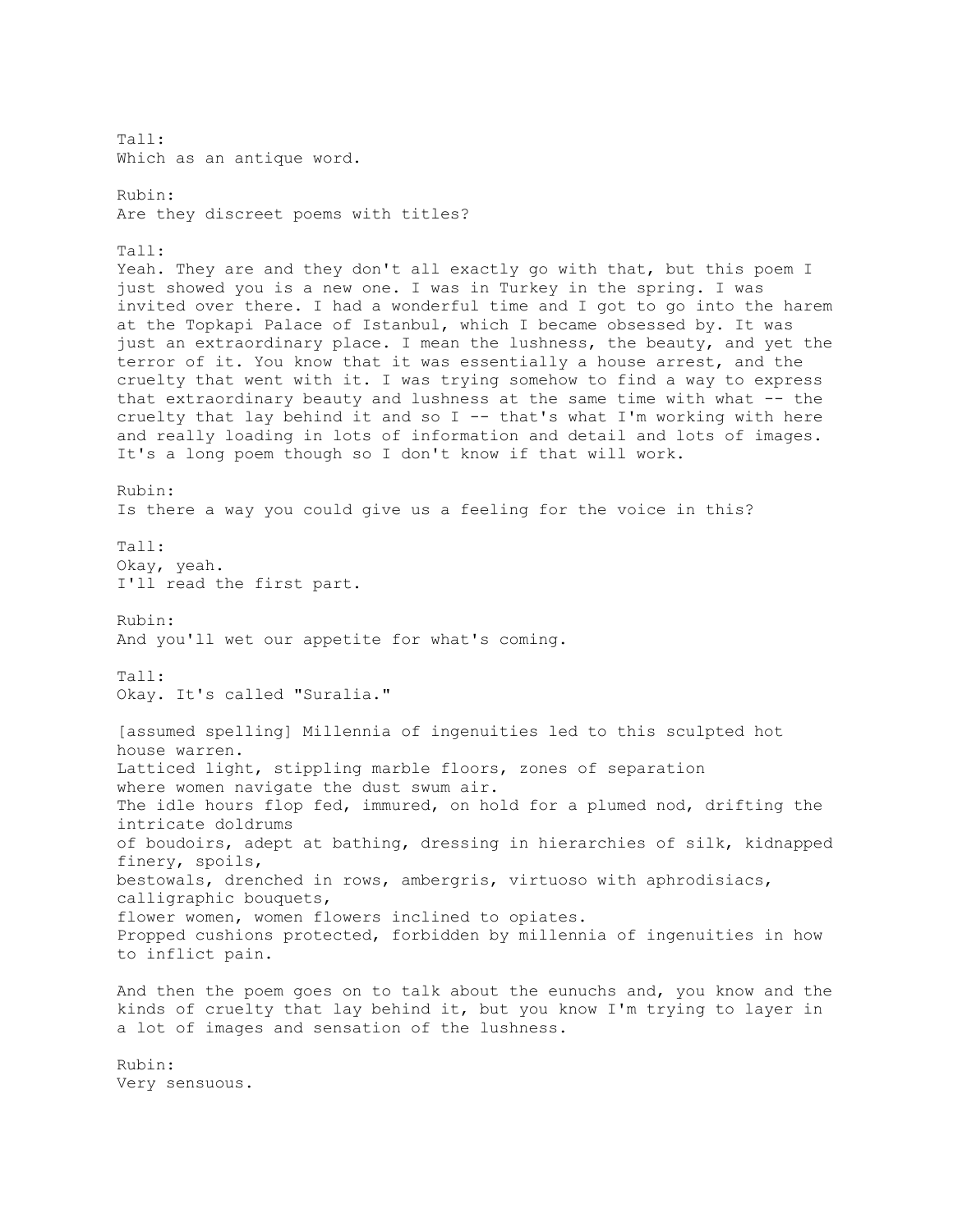Tall:
Which as an antique word.

Rubin:
Are they discreet poems with titles?

Tall:
Yeah. They are and they don't all exactly go with that, but this poem I just showed you is a new one. I was in Turkey in the spring. I was invited over there. I had a wonderful time and I got to go into the harem at the Topkapi Palace of Istanbul, which I became obsessed by. It was just an extraordinary place. I mean the lushness, the beauty, and yet the terror of it. You know that it was essentially a house arrest, and the cruelty that went with it. I was trying somehow to find a way to express that extraordinary beauty and lushness at the same time with what -- the cruelty that lay behind it and so I -- that's what I'm working with here and really loading in lots of information and detail and lots of images. It's a long poem though so I don't know if that will work.

Rubin:
Is there a way you could give us a feeling for the voice in this?

Tall:
Okay, yeah.
I'll read the first part.

Rubin:
And you'll wet our appetite for what's coming.

Tall:
Okay. It's called "Suralia."

[assumed spelling] Millennia of ingenuities led to this sculpted hot house warren.
Latticed light, stippling marble floors, zones of separation
where women navigate the dust swum air.
The idle hours flop fed, immured, on hold for a plumed nod, drifting the intricate doldrums
of boudoirs, adept at bathing, dressing in hierarchies of silk, kidnapped finery, spoils,
bestowals, drenched in rows, ambergris, virtuoso with aphrodisiacs, calligraphic bouquets,
flower women, women flowers inclined to opiates.
Propped cushions protected, forbidden by millennia of ingenuities in how to inflict pain.

And then the poem goes on to talk about the eunuchs and, you know and the kinds of cruelty that lay behind it, but you know I'm trying to layer in a lot of images and sensation of the lushness.

Rubin:
Very sensuous.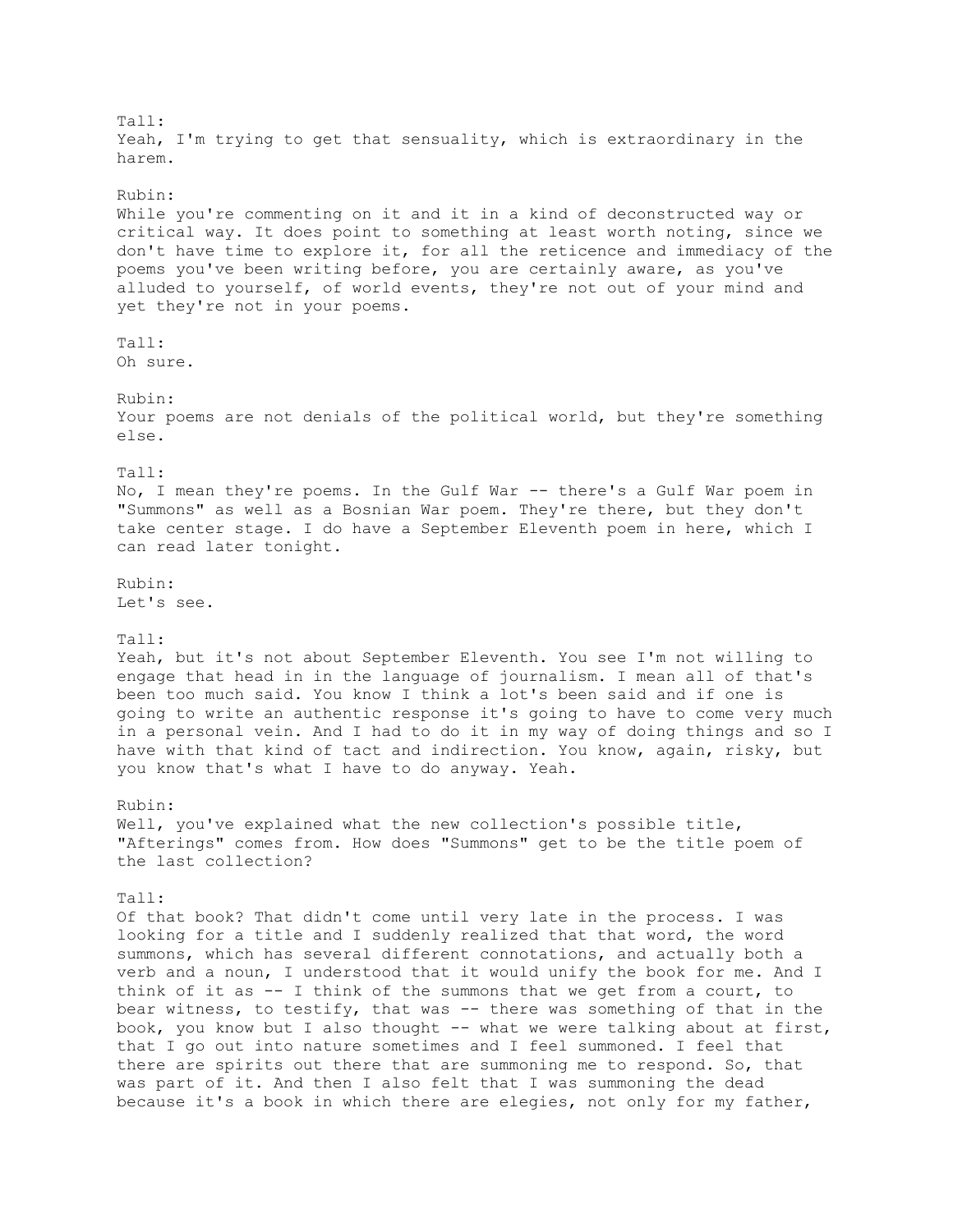Tall:
Yeah, I'm trying to get that sensuality, which is extraordinary in the harem.

Rubin:
While you're commenting on it and it in a kind of deconstructed way or critical way. It does point to something at least worth noting, since we don't have time to explore it, for all the reticence and immediacy of the poems you've been writing before, you are certainly aware, as you've alluded to yourself, of world events, they're not out of your mind and yet they're not in your poems.

Tall:
Oh sure.

Rubin:
Your poems are not denials of the political world, but they're something else.

Tall:
No, I mean they're poems. In the Gulf War -- there's a Gulf War poem in "Summons" as well as a Bosnian War poem. They're there, but they don't take center stage. I do have a September Eleventh poem in here, which I can read later tonight.

Rubin:
Let's see.

Tall:
Yeah, but it's not about September Eleventh. You see I'm not willing to engage that head in in the language of journalism. I mean all of that's been too much said. You know I think a lot's been said and if one is going to write an authentic response it's going to have to come very much in a personal vein. And I had to do it in my way of doing things and so I have with that kind of tact and indirection. You know, again, risky, but you know that's what I have to do anyway. Yeah.

Rubin:
Well, you've explained what the new collection's possible title, "Afterings" comes from. How does "Summons" get to be the title poem of the last collection?

Tall:
Of that book? That didn't come until very late in the process. I was looking for a title and I suddenly realized that that word, the word summons, which has several different connotations, and actually both a verb and a noun, I understood that it would unify the book for me. And I think of it as -- I think of the summons that we get from a court, to bear witness, to testify, that was -- there was something of that in the book, you know but I also thought -- what we were talking about at first, that I go out into nature sometimes and I feel summoned. I feel that there are spirits out there that are summoning me to respond. So, that was part of it. And then I also felt that I was summoning the dead because it's a book in which there are elegies, not only for my father,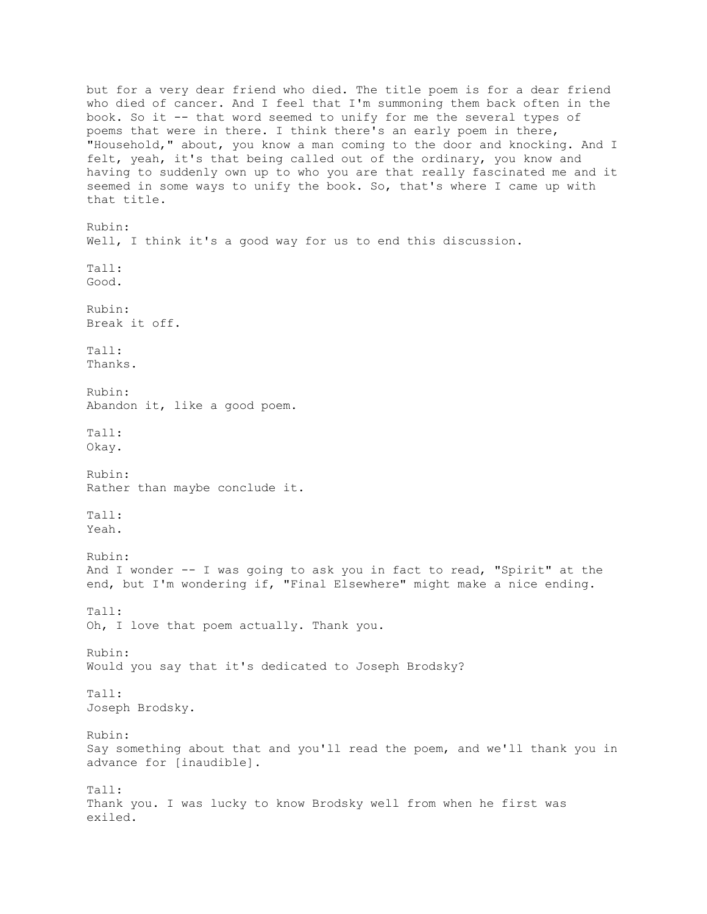but for a very dear friend who died. The title poem is for a dear friend who died of cancer. And I feel that I'm summoning them back often in the book. So it -- that word seemed to unify for me the several types of poems that were in there. I think there's an early poem in there, "Household," about, you know a man coming to the door and knocking. And I felt, yeah, it's that being called out of the ordinary, you know and having to suddenly own up to who you are that really fascinated me and it seemed in some ways to unify the book. So, that's where I came up with that title.

Rubin:
Well, I think it's a good way for us to end this discussion.

Tall:
Good.

Rubin:
Break it off.

Tall:
Thanks.

Rubin:
Abandon it, like a good poem.

Tall:
Okay.

Rubin:
Rather than maybe conclude it.

Tall:
Yeah.

Rubin:
And I wonder -- I was going to ask you in fact to read, "Spirit" at the end, but I'm wondering if, "Final Elsewhere" might make a nice ending.

Tall:
Oh, I love that poem actually. Thank you.

Rubin:
Would you say that it's dedicated to Joseph Brodsky?

Tall:
Joseph Brodsky.

Rubin:
Say something about that and you'll read the poem, and we'll thank you in advance for [inaudible].

Tall:
Thank you. I was lucky to know Brodsky well from when he first was exiled.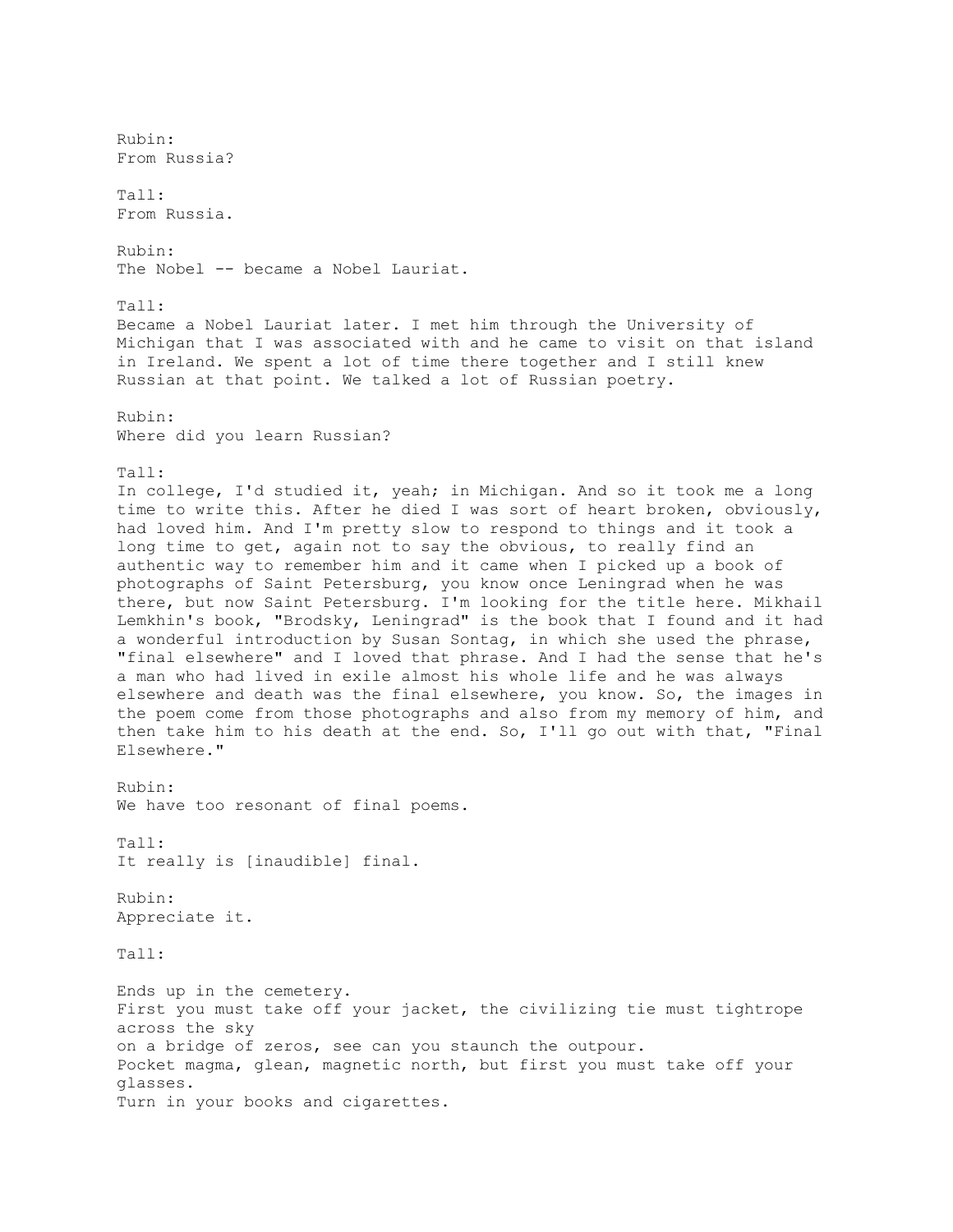Rubin:
From Russia?

Tall:
From Russia.

Rubin:
The Nobel -- became a Nobel Lauriat.

Tall:
Became a Nobel Lauriat later. I met him through the University of Michigan that I was associated with and he came to visit on that island in Ireland. We spent a lot of time there together and I still knew Russian at that point. We talked a lot of Russian poetry.

Rubin:
Where did you learn Russian?

Tall:
In college, I'd studied it, yeah; in Michigan. And so it took me a long time to write this. After he died I was sort of heart broken, obviously, had loved him. And I'm pretty slow to respond to things and it took a long time to get, again not to say the obvious, to really find an authentic way to remember him and it came when I picked up a book of photographs of Saint Petersburg, you know once Leningrad when he was there, but now Saint Petersburg. I'm looking for the title here. Mikhail Lemkhin's book, "Brodsky, Leningrad" is the book that I found and it had a wonderful introduction by Susan Sontag, in which she used the phrase, "final elsewhere" and I loved that phrase. And I had the sense that he's a man who had lived in exile almost his whole life and he was always elsewhere and death was the final elsewhere, you know. So, the images in the poem come from those photographs and also from my memory of him, and then take him to his death at the end. So, I'll go out with that, "Final Elsewhere."

Rubin:
We have too resonant of final poems.

Tall:
It really is [inaudible] final.

Rubin:
Appreciate it.

Tall:

Ends up in the cemetery.
First you must take off your jacket, the civilizing tie must tightrope across the sky
on a bridge of zeros, see can you staunch the outpour.
Pocket magma, glean, magnetic north, but first you must take off your glasses.
Turn in your books and cigarettes.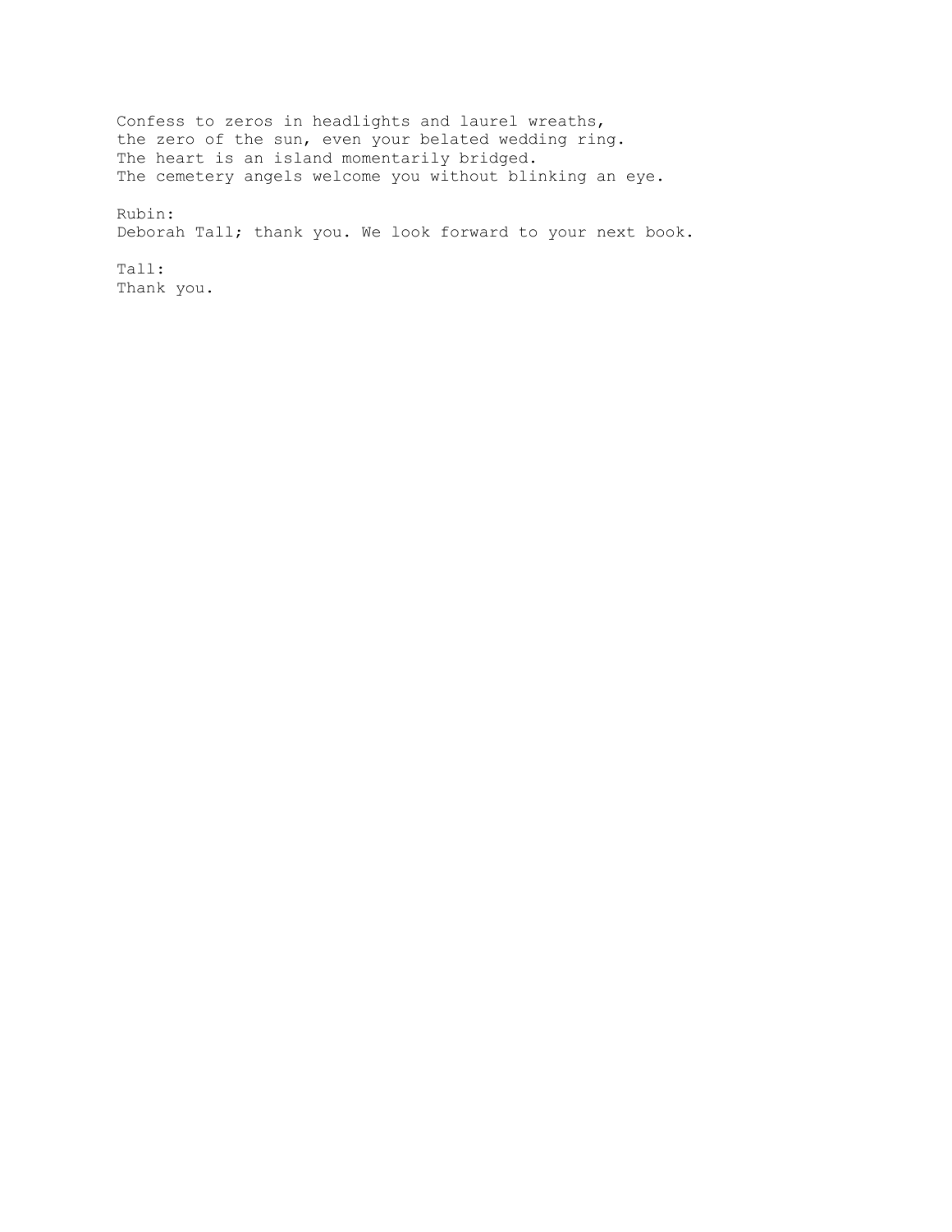Confess to zeros in headlights and laurel wreaths,
the zero of the sun, even your belated wedding ring.
The heart is an island momentarily bridged.
The cemetery angels welcome you without blinking an eye.

Rubin:
Deborah Tall; thank you. We look forward to your next book.

Tall:
Thank you.